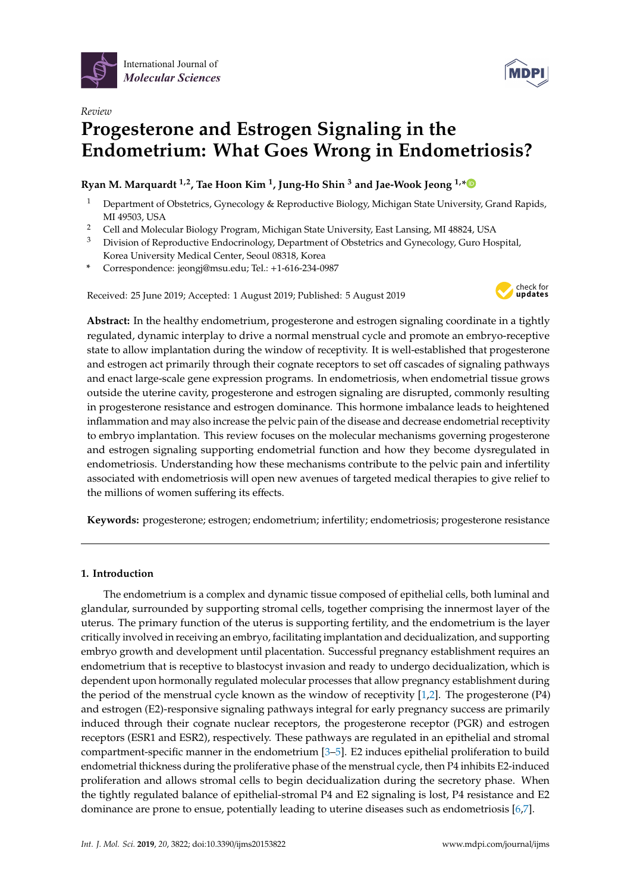International Journal of *Molecular Sciences*

*Review*

# Progesterone and Estrogen Signaling in the Endometrium: What Goes Wrong in Endometriosis?

**Ryan M. Marquardt [1,2], Tae Hoon Kim [1], Jung-Ho Shin [3] and Jae-Wook Jeong [1,*]**

1. Department of Obstetrics, Gynecology & Reproductive Biology, Michigan State University, Grand Rapids, MI 49503, USA
2. Cell and Molecular Biology Program, Michigan State University, East Lansing, MI 48824, USA
3. Division of Reproductive Endocrinology, Department of Obstetrics and Gynecology, Guro Hospital, Korea University Medical Center, Seoul 08318, Korea

\* Correspondence: jeongj@msu.edu; Tel.: +1-616-234-0987

Received: 25 June 2019; Accepted: 1 August 2019; Published: 5 August 2019

**Abstract:** In the healthy endometrium, progesterone and estrogen signaling coordinate in a tightly regulated, dynamic interplay to drive a normal menstrual cycle and promote an embryo-receptive state to allow implantation during the window of receptivity. It is well-established that progesterone and estrogen act primarily through their cognate receptors to set off cascades of signaling pathways and enact large-scale gene expression programs. In endometriosis, when endometrial tissue grows outside the uterine cavity, progesterone and estrogen signaling are disrupted, commonly resulting in progesterone resistance and estrogen dominance. This hormone imbalance leads to heightened inflammation and may also increase the pelvic pain of the disease and decrease endometrial receptivity to embryo implantation. This review focuses on the molecular mechanisms governing progesterone and estrogen signaling supporting endometrial function and how they become dysregulated in endometriosis. Understanding how these mechanisms contribute to the pelvic pain and infertility associated with endometriosis will open new avenues of targeted medical therapies to give relief to the millions of women suffering its effects.

**Keywords:** progesterone; estrogen; endometrium; infertility; endometriosis; progesterone resistance

## 1. Introduction

The endometrium is a complex and dynamic tissue composed of epithelial cells, both luminal and glandular, surrounded by supporting stromal cells, together comprising the innermost layer of the uterus. The primary function of the uterus is supporting fertility, and the endometrium is the layer critically involved in receiving an embryo, facilitating implantation and decidualization, and supporting embryo growth and development until placentation. Successful pregnancy establishment requires an endometrium that is receptive to blastocyst invasion and ready to undergo decidualization, which is dependent upon hormonally regulated molecular processes that allow pregnancy establishment during the period of the menstrual cycle known as the window of receptivity [1,2]. The progesterone (P4) and estrogen (E2)-responsive signaling pathways integral for early pregnancy success are primarily induced through their cognate nuclear receptors, the progesterone receptor (PGR) and estrogen receptors (ESR1 and ESR2), respectively. These pathways are regulated in an epithelial and stromal compartment-specific manner in the endometrium [3–5]. E2 induces epithelial proliferation to build endometrial thickness during the proliferative phase of the menstrual cycle, then P4 inhibits E2-induced proliferation and allows stromal cells to begin decidualization during the secretory phase. When the tightly regulated balance of epithelial-stromal P4 and E2 signaling is lost, P4 resistance and E2 dominance are prone to ensue, potentially leading to uterine diseases such as endometriosis [6,7].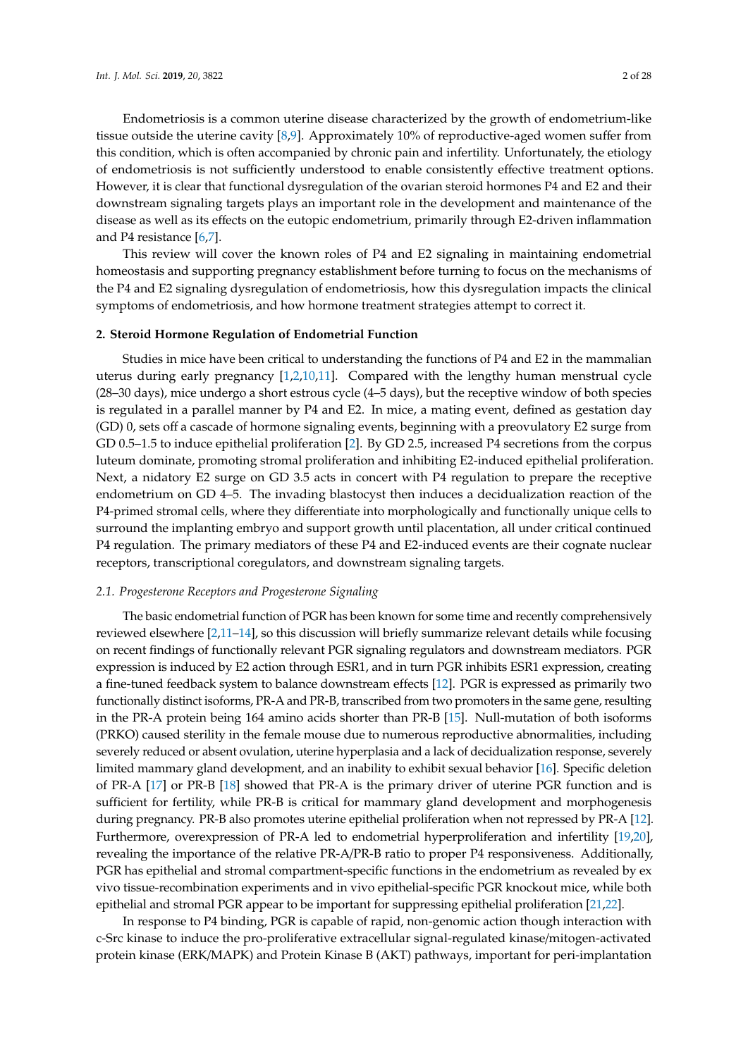Endometriosis is a common uterine disease characterized by the growth of endometrium-like tissue outside the uterine cavity [8,9]. Approximately 10% of reproductive-aged women suffer from this condition, which is often accompanied by chronic pain and infertility. Unfortunately, the etiology of endometriosis is not sufficiently understood to enable consistently effective treatment options. However, it is clear that functional dysregulation of the ovarian steroid hormones P4 and E2 and their downstream signaling targets plays an important role in the development and maintenance of the disease as well as its effects on the eutopic endometrium, primarily through E2-driven inflammation and P4 resistance [6,7].

This review will cover the known roles of P4 and E2 signaling in maintaining endometrial homeostasis and supporting pregnancy establishment before turning to focus on the mechanisms of the P4 and E2 signaling dysregulation of endometriosis, how this dysregulation impacts the clinical symptoms of endometriosis, and how hormone treatment strategies attempt to correct it.

## 2. Steroid Hormone Regulation of Endometrial Function

Studies in mice have been critical to understanding the functions of P4 and E2 in the mammalian uterus during early pregnancy [1,2,10,11]. Compared with the lengthy human menstrual cycle (28–30 days), mice undergo a short estrous cycle (4–5 days), but the receptive window of both species is regulated in a parallel manner by P4 and E2. In mice, a mating event, defined as gestation day (GD) 0, sets off a cascade of hormone signaling events, beginning with a preovulatory E2 surge from GD 0.5–1.5 to induce epithelial proliferation [2]. By GD 2.5, increased P4 secretions from the corpus luteum dominate, promoting stromal proliferation and inhibiting E2-induced epithelial proliferation. Next, a nidatory E2 surge on GD 3.5 acts in concert with P4 regulation to prepare the receptive endometrium on GD 4–5. The invading blastocyst then induces a decidualization reaction of the P4-primed stromal cells, where they differentiate into morphologically and functionally unique cells to surround the implanting embryo and support growth until placentation, all under critical continued P4 regulation. The primary mediators of these P4 and E2-induced events are their cognate nuclear receptors, transcriptional coregulators, and downstream signaling targets.

### *2.1. Progesterone Receptors and Progesterone Signaling*

The basic endometrial function of PGR has been known for some time and recently comprehensively reviewed elsewhere [2,11–14], so this discussion will briefly summarize relevant details while focusing on recent findings of functionally relevant PGR signaling regulators and downstream mediators. PGR expression is induced by E2 action through ESR1, and in turn PGR inhibits ESR1 expression, creating a fine-tuned feedback system to balance downstream effects [12]. PGR is expressed as primarily two functionally distinct isoforms, PR-A and PR-B, transcribed from two promoters in the same gene, resulting in the PR-A protein being 164 amino acids shorter than PR-B [15]. Null-mutation of both isoforms (PRKO) caused sterility in the female mouse due to numerous reproductive abnormalities, including severely reduced or absent ovulation, uterine hyperplasia and a lack of decidualization response, severely limited mammary gland development, and an inability to exhibit sexual behavior [16]. Specific deletion of PR-A [17] or PR-B [18] showed that PR-A is the primary driver of uterine PGR function and is sufficient for fertility, while PR-B is critical for mammary gland development and morphogenesis during pregnancy. PR-B also promotes uterine epithelial proliferation when not repressed by PR-A [12]. Furthermore, overexpression of PR-A led to endometrial hyperproliferation and infertility [19,20], revealing the importance of the relative PR-A/PR-B ratio to proper P4 responsiveness. Additionally, PGR has epithelial and stromal compartment-specific functions in the endometrium as revealed by ex vivo tissue-recombination experiments and in vivo epithelial-specific PGR knockout mice, while both epithelial and stromal PGR appear to be important for suppressing epithelial proliferation [21,22].

In response to P4 binding, PGR is capable of rapid, non-genomic action though interaction with c-Src kinase to induce the pro-proliferative extracellular signal-regulated kinase/mitogen-activated protein kinase (ERK/MAPK) and Protein Kinase B (AKT) pathways, important for peri-implantation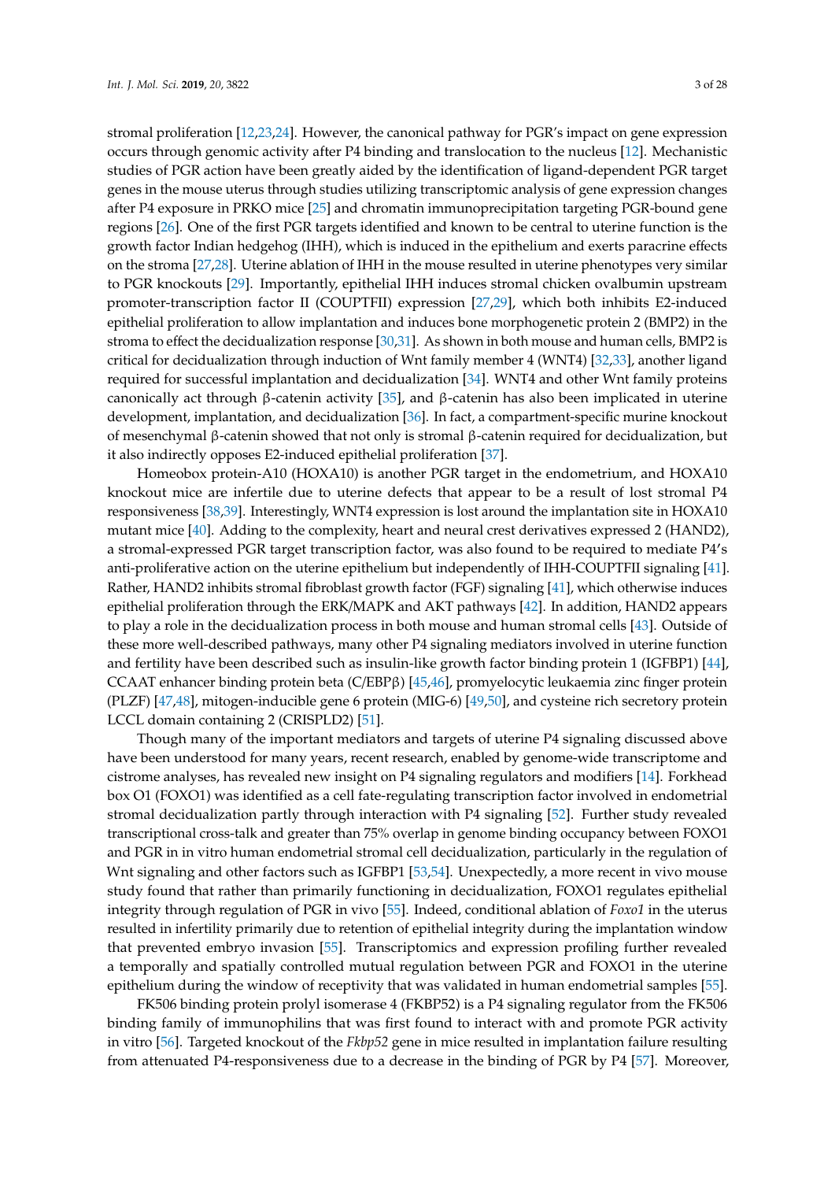stromal proliferation [12,23,24]. However, the canonical pathway for PGR's impact on gene expression occurs through genomic activity after P4 binding and translocation to the nucleus [12]. Mechanistic studies of PGR action have been greatly aided by the identification of ligand-dependent PGR target genes in the mouse uterus through studies utilizing transcriptomic analysis of gene expression changes after P4 exposure in PRKO mice [25] and chromatin immunoprecipitation targeting PGR-bound gene regions [26]. One of the first PGR targets identified and known to be central to uterine function is the growth factor Indian hedgehog (IHH), which is induced in the epithelium and exerts paracrine effects on the stroma [27,28]. Uterine ablation of IHH in the mouse resulted in uterine phenotypes very similar to PGR knockouts [29]. Importantly, epithelial IHH induces stromal chicken ovalbumin upstream promoter-transcription factor II (COUPTFII) expression [27,29], which both inhibits E2-induced epithelial proliferation to allow implantation and induces bone morphogenetic protein 2 (BMP2) in the stroma to effect the decidualization response [30,31]. As shown in both mouse and human cells, BMP2 is critical for decidualization through induction of Wnt family member 4 (WNT4) [32,33], another ligand required for successful implantation and decidualization [34]. WNT4 and other Wnt family proteins canonically act through β-catenin activity [35], and β-catenin has also been implicated in uterine development, implantation, and decidualization [36]. In fact, a compartment-specific murine knockout of mesenchymal β-catenin showed that not only is stromal β-catenin required for decidualization, but it also indirectly opposes E2-induced epithelial proliferation [37].

Homeobox protein-A10 (HOXA10) is another PGR target in the endometrium, and HOXA10 knockout mice are infertile due to uterine defects that appear to be a result of lost stromal P4 responsiveness [38,39]. Interestingly, WNT4 expression is lost around the implantation site in HOXA10 mutant mice [40]. Adding to the complexity, heart and neural crest derivatives expressed 2 (HAND2), a stromal-expressed PGR target transcription factor, was also found to be required to mediate P4's anti-proliferative action on the uterine epithelium but independently of IHH-COUPTFII signaling [41]. Rather, HAND2 inhibits stromal fibroblast growth factor (FGF) signaling [41], which otherwise induces epithelial proliferation through the ERK/MAPK and AKT pathways [42]. In addition, HAND2 appears to play a role in the decidualization process in both mouse and human stromal cells [43]. Outside of these more well-described pathways, many other P4 signaling mediators involved in uterine function and fertility have been described such as insulin-like growth factor binding protein 1 (IGFBP1) [44], CCAAT enhancer binding protein beta (C/EBPβ) [45,46], promyelocytic leukaemia zinc finger protein (PLZF) [47,48], mitogen-inducible gene 6 protein (MIG-6) [49,50], and cysteine rich secretory protein LCCL domain containing 2 (CRISPLD2) [51].

Though many of the important mediators and targets of uterine P4 signaling discussed above have been understood for many years, recent research, enabled by genome-wide transcriptome and cistrome analyses, has revealed new insight on P4 signaling regulators and modifiers [14]. Forkhead box O1 (FOXO1) was identified as a cell fate-regulating transcription factor involved in endometrial stromal decidualization partly through interaction with P4 signaling [52]. Further study revealed transcriptional cross-talk and greater than 75% overlap in genome binding occupancy between FOXO1 and PGR in in vitro human endometrial stromal cell decidualization, particularly in the regulation of Wnt signaling and other factors such as IGFBP1 [53,54]. Unexpectedly, a more recent in vivo mouse study found that rather than primarily functioning in decidualization, FOXO1 regulates epithelial integrity through regulation of PGR in vivo [55]. Indeed, conditional ablation of *Foxo1* in the uterus resulted in infertility primarily due to retention of epithelial integrity during the implantation window that prevented embryo invasion [55]. Transcriptomics and expression profiling further revealed a temporally and spatially controlled mutual regulation between PGR and FOXO1 in the uterine epithelium during the window of receptivity that was validated in human endometrial samples [55].

FK506 binding protein prolyl isomerase 4 (FKBP52) is a P4 signaling regulator from the FK506 binding family of immunophilins that was first found to interact with and promote PGR activity in vitro [56]. Targeted knockout of the *Fkbp52* gene in mice resulted in implantation failure resulting from attenuated P4-responsiveness due to a decrease in the binding of PGR by P4 [57]. Moreover,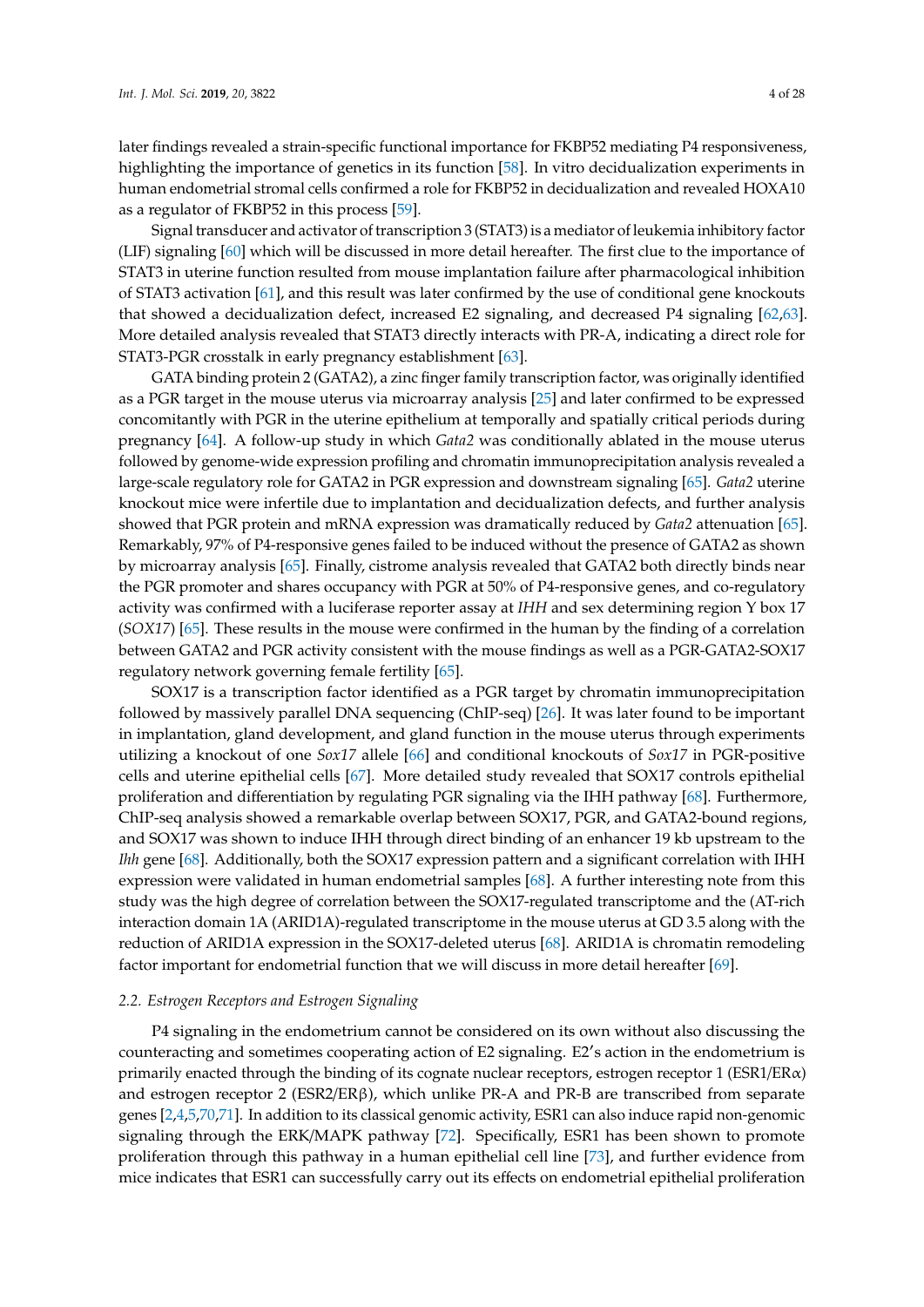later findings revealed a strain-specific functional importance for FKBP52 mediating P4 responsiveness, highlighting the importance of genetics in its function [58]. In vitro decidualization experiments in human endometrial stromal cells confirmed a role for FKBP52 in decidualization and revealed HOXA10 as a regulator of FKBP52 in this process [59].

Signal transducer and activator of transcription 3 (STAT3) is a mediator of leukemia inhibitory factor (LIF) signaling [60] which will be discussed in more detail hereafter. The first clue to the importance of STAT3 in uterine function resulted from mouse implantation failure after pharmacological inhibition of STAT3 activation [61], and this result was later confirmed by the use of conditional gene knockouts that showed a decidualization defect, increased E2 signaling, and decreased P4 signaling [62,63]. More detailed analysis revealed that STAT3 directly interacts with PR-A, indicating a direct role for STAT3-PGR crosstalk in early pregnancy establishment [63].

GATA binding protein 2 (GATA2), a zinc finger family transcription factor, was originally identified as a PGR target in the mouse uterus via microarray analysis [25] and later confirmed to be expressed concomitantly with PGR in the uterine epithelium at temporally and spatially critical periods during pregnancy [64]. A follow-up study in which *Gata2* was conditionally ablated in the mouse uterus followed by genome-wide expression profiling and chromatin immunoprecipitation analysis revealed a large-scale regulatory role for GATA2 in PGR expression and downstream signaling [65]. *Gata2* uterine knockout mice were infertile due to implantation and decidualization defects, and further analysis showed that PGR protein and mRNA expression was dramatically reduced by *Gata2* attenuation [65]. Remarkably, 97% of P4-responsive genes failed to be induced without the presence of GATA2 as shown by microarray analysis [65]. Finally, cistrome analysis revealed that GATA2 both directly binds near the PGR promoter and shares occupancy with PGR at 50% of P4-responsive genes, and co-regulatory activity was confirmed with a luciferase reporter assay at *IHH* and sex determining region Y box 17 (*SOX17*) [65]. These results in the mouse were confirmed in the human by the finding of a correlation between GATA2 and PGR activity consistent with the mouse findings as well as a PGR-GATA2-SOX17 regulatory network governing female fertility [65].

SOX17 is a transcription factor identified as a PGR target by chromatin immunoprecipitation followed by massively parallel DNA sequencing (ChIP-seq) [26]. It was later found to be important in implantation, gland development, and gland function in the mouse uterus through experiments utilizing a knockout of one *Sox17* allele [66] and conditional knockouts of *Sox17* in PGR-positive cells and uterine epithelial cells [67]. More detailed study revealed that SOX17 controls epithelial proliferation and differentiation by regulating PGR signaling via the IHH pathway [68]. Furthermore, ChIP-seq analysis showed a remarkable overlap between SOX17, PGR, and GATA2-bound regions, and SOX17 was shown to induce IHH through direct binding of an enhancer 19 kb upstream to the *Ihh* gene [68]. Additionally, both the SOX17 expression pattern and a significant correlation with IHH expression were validated in human endometrial samples [68]. A further interesting note from this study was the high degree of correlation between the SOX17-regulated transcriptome and the (AT-rich interaction domain 1A (ARID1A)-regulated transcriptome in the mouse uterus at GD 3.5 along with the reduction of ARID1A expression in the SOX17-deleted uterus [68]. ARID1A is chromatin remodeling factor important for endometrial function that we will discuss in more detail hereafter [69].

### *2.2. Estrogen Receptors and Estrogen Signaling*

P4 signaling in the endometrium cannot be considered on its own without also discussing the counteracting and sometimes cooperating action of E2 signaling. E2's action in the endometrium is primarily enacted through the binding of its cognate nuclear receptors, estrogen receptor 1 (ESR1/ER$\alpha$) and estrogen receptor 2 (ESR2/ER$\beta$), which unlike PR-A and PR-B are transcribed from separate genes [2,4,5,70,71]. In addition to its classical genomic activity, ESR1 can also induce rapid non-genomic signaling through the ERK/MAPK pathway [72]. Specifically, ESR1 has been shown to promote proliferation through this pathway in a human epithelial cell line [73], and further evidence from mice indicates that ESR1 can successfully carry out its effects on endometrial epithelial proliferation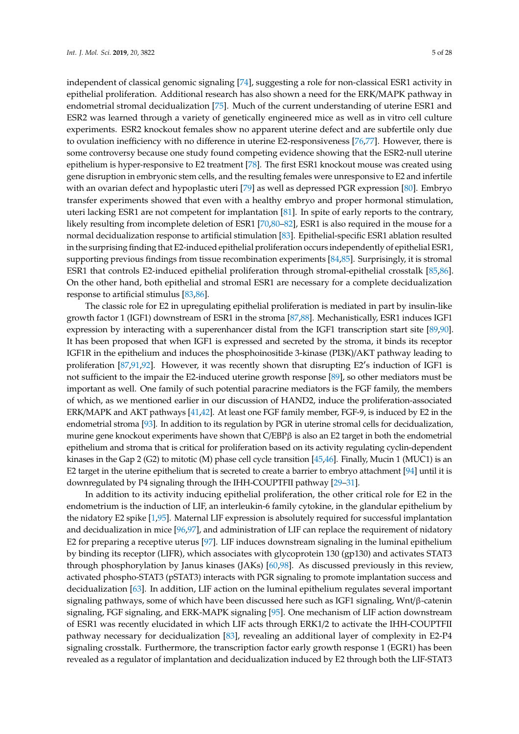independent of classical genomic signaling [74], suggesting a role for non-classical ESR1 activity in epithelial proliferation. Additional research has also shown a need for the ERK/MAPK pathway in endometrial stromal decidualization [75]. Much of the current understanding of uterine ESR1 and ESR2 was learned through a variety of genetically engineered mice as well as in vitro cell culture experiments. ESR2 knockout females show no apparent uterine defect and are subfertile only due to ovulation inefficiency with no difference in uterine E2-responsiveness [76,77]. However, there is some controversy because one study found competing evidence showing that the ESR2-null uterine epithelium is hyper-responsive to E2 treatment [78]. The first ESR1 knockout mouse was created using gene disruption in embryonic stem cells, and the resulting females were unresponsive to E2 and infertile with an ovarian defect and hypoplastic uteri [79] as well as depressed PGR expression [80]. Embryo transfer experiments showed that even with a healthy embryo and proper hormonal stimulation, uteri lacking ESR1 are not competent for implantation [81]. In spite of early reports to the contrary, likely resulting from incomplete deletion of ESR1 [70,80–82], ESR1 is also required in the mouse for a normal decidualization response to artificial stimulation [83]. Epithelial-specific ESR1 ablation resulted in the surprising finding that E2-induced epithelial proliferation occurs independently of epithelial ESR1, supporting previous findings from tissue recombination experiments [84,85]. Surprisingly, it is stromal ESR1 that controls E2-induced epithelial proliferation through stromal-epithelial crosstalk [85,86]. On the other hand, both epithelial and stromal ESR1 are necessary for a complete decidualization response to artificial stimulus [83,86].

The classic role for E2 in upregulating epithelial proliferation is mediated in part by insulin-like growth factor 1 (IGF1) downstream of ESR1 in the stroma [87,88]. Mechanistically, ESR1 induces IGF1 expression by interacting with a superenhancer distal from the IGF1 transcription start site [89,90]. It has been proposed that when IGF1 is expressed and secreted by the stroma, it binds its receptor IGF1R in the epithelium and induces the phosphoinositide 3-kinase (PI3K)/AKT pathway leading to proliferation [87,91,92]. However, it was recently shown that disrupting E2's induction of IGF1 is not sufficient to the impair the E2-induced uterine growth response [89], so other mediators must be important as well. One family of such potential paracrine mediators is the FGF family, the members of which, as we mentioned earlier in our discussion of HAND2, induce the proliferation-associated ERK/MAPK and AKT pathways [41,42]. At least one FGF family member, FGF-9, is induced by E2 in the endometrial stroma [93]. In addition to its regulation by PGR in uterine stromal cells for decidualization, murine gene knockout experiments have shown that C/EBPβ is also an E2 target in both the endometrial epithelium and stroma that is critical for proliferation based on its activity regulating cyclin-dependent kinases in the Gap 2 (G2) to mitotic (M) phase cell cycle transition [45,46]. Finally, Mucin 1 (MUC1) is an E2 target in the uterine epithelium that is secreted to create a barrier to embryo attachment [94] until it is downregulated by P4 signaling through the IHH-COUPTFII pathway [29–31].

In addition to its activity inducing epithelial proliferation, the other critical role for E2 in the endometrium is the induction of LIF, an interleukin-6 family cytokine, in the glandular epithelium by the nidatory E2 spike [1,95]. Maternal LIF expression is absolutely required for successful implantation and decidualization in mice [96,97], and administration of LIF can replace the requirement of nidatory E2 for preparing a receptive uterus [97]. LIF induces downstream signaling in the luminal epithelium by binding its receptor (LIFR), which associates with glycoprotein 130 (gp130) and activates STAT3 through phosphorylation by Janus kinases (JAKs) [60,98]. As discussed previously in this review, activated phospho-STAT3 (pSTAT3) interacts with PGR signaling to promote implantation success and decidualization [63]. In addition, LIF action on the luminal epithelium regulates several important signaling pathways, some of which have been discussed here such as IGF1 signaling, Wnt/β-catenin signaling, FGF signaling, and ERK-MAPK signaling [95]. One mechanism of LIF action downstream of ESR1 was recently elucidated in which LIF acts through ERK1/2 to activate the IHH-COUPTFII pathway necessary for decidualization [83], revealing an additional layer of complexity in E2-P4 signaling crosstalk. Furthermore, the transcription factor early growth response 1 (EGR1) has been revealed as a regulator of implantation and decidualization induced by E2 through both the LIF-STAT3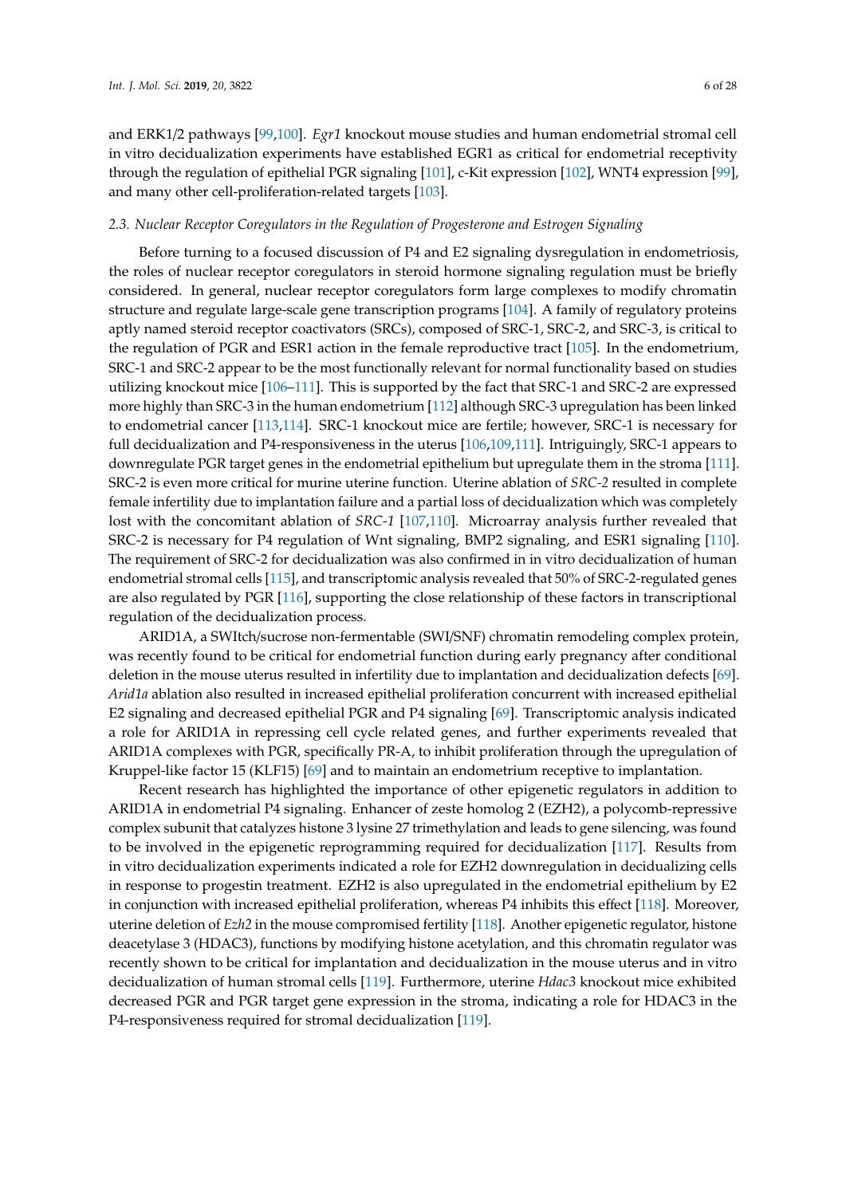and ERK1/2 pathways [99,100]. *Egr1* knockout mouse studies and human endometrial stromal cell in vitro decidualization experiments have established EGR1 as critical for endometrial receptivity through the regulation of epithelial PGR signaling [101], c-Kit expression [102], WNT4 expression [99], and many other cell-proliferation-related targets [103].

### 2.3. Nuclear Receptor Coregulators in the Regulation of Progesterone and Estrogen Signaling

Before turning to a focused discussion of P4 and E2 signaling dysregulation in endometriosis, the roles of nuclear receptor coregulators in steroid hormone signaling regulation must be briefly considered. In general, nuclear receptor coregulators form large complexes to modify chromatin structure and regulate large-scale gene transcription programs [104]. A family of regulatory proteins aptly named steroid receptor coactivators (SRCs), composed of SRC-1, SRC-2, and SRC-3, is critical to the regulation of PGR and ESR1 action in the female reproductive tract [105]. In the endometrium, SRC-1 and SRC-2 appear to be the most functionally relevant for normal functionality based on studies utilizing knockout mice [106–111]. This is supported by the fact that SRC-1 and SRC-2 are expressed more highly than SRC-3 in the human endometrium [112] although SRC-3 upregulation has been linked to endometrial cancer [113,114]. SRC-1 knockout mice are fertile; however, SRC-1 is necessary for full decidualization and P4-responsiveness in the uterus [106,109,111]. Intriguingly, SRC-1 appears to downregulate PGR target genes in the endometrial epithelium but upregulate them in the stroma [111]. SRC-2 is even more critical for murine uterine function. Uterine ablation of *SRC-2* resulted in complete female infertility due to implantation failure and a partial loss of decidualization which was completely lost with the concomitant ablation of *SRC-1* [107,110]. Microarray analysis further revealed that SRC-2 is necessary for P4 regulation of Wnt signaling, BMP2 signaling, and ESR1 signaling [110]. The requirement of SRC-2 for decidualization was also confirmed in in vitro decidualization of human endometrial stromal cells [115], and transcriptomic analysis revealed that 50% of SRC-2-regulated genes are also regulated by PGR [116], supporting the close relationship of these factors in transcriptional regulation of the decidualization process.

ARID1A, a SWItch/sucrose non-fermentable (SWI/SNF) chromatin remodeling complex protein, was recently found to be critical for endometrial function during early pregnancy after conditional deletion in the mouse uterus resulted in infertility due to implantation and decidualization defects [69]. *Arid1a* ablation also resulted in increased epithelial proliferation concurrent with increased epithelial E2 signaling and decreased epithelial PGR and P4 signaling [69]. Transcriptomic analysis indicated a role for ARID1A in repressing cell cycle related genes, and further experiments revealed that ARID1A complexes with PGR, specifically PR-A, to inhibit proliferation through the upregulation of Kruppel-like factor 15 (KLF15) [69] and to maintain an endometrium receptive to implantation.

Recent research has highlighted the importance of other epigenetic regulators in addition to ARID1A in endometrial P4 signaling. Enhancer of zeste homolog 2 (EZH2), a polycomb-repressive complex subunit that catalyzes histone 3 lysine 27 trimethylation and leads to gene silencing, was found to be involved in the epigenetic reprogramming required for decidualization [117]. Results from in vitro decidualization experiments indicated a role for EZH2 downregulation in decidualizing cells in response to progestin treatment. EZH2 is also upregulated in the endometrial epithelium by E2 in conjunction with increased epithelial proliferation, whereas P4 inhibits this effect [118]. Moreover, uterine deletion of *Ezh2* in the mouse compromised fertility [118]. Another epigenetic regulator, histone deacetylase 3 (HDAC3), functions by modifying histone acetylation, and this chromatin regulator was recently shown to be critical for implantation and decidualization in the mouse uterus and in vitro decidualization of human stromal cells [119]. Furthermore, uterine *Hdac3* knockout mice exhibited decreased PGR and PGR target gene expression in the stroma, indicating a role for HDAC3 in the P4-responsiveness required for stromal decidualization [119].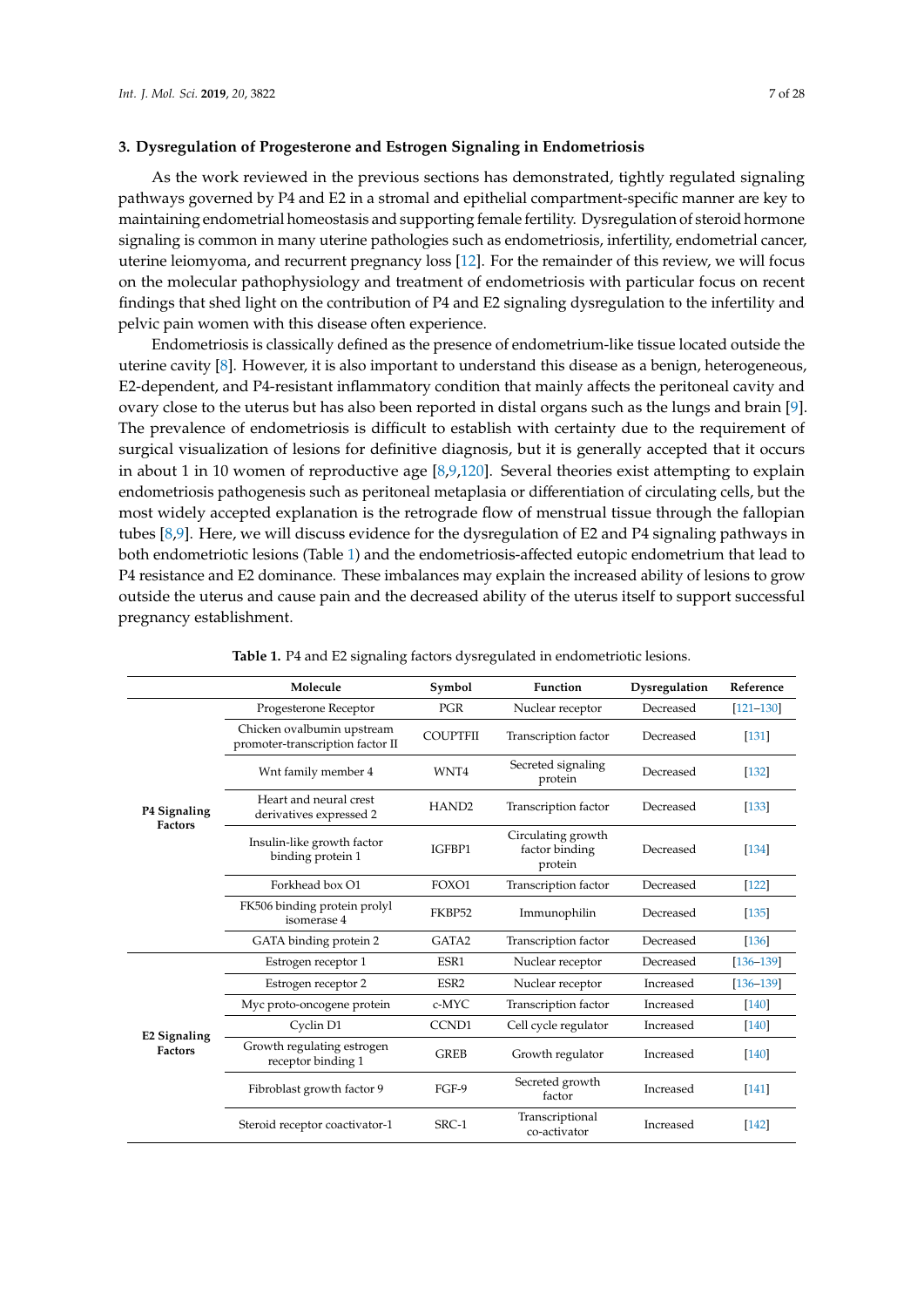## 3. Dysregulation of Progesterone and Estrogen Signaling in Endometriosis

As the work reviewed in the previous sections has demonstrated, tightly regulated signaling pathways governed by P4 and E2 in a stromal and epithelial compartment-specific manner are key to maintaining endometrial homeostasis and supporting female fertility. Dysregulation of steroid hormone signaling is common in many uterine pathologies such as endometriosis, infertility, endometrial cancer, uterine leiomyoma, and recurrent pregnancy loss [12]. For the remainder of this review, we will focus on the molecular pathophysiology and treatment of endometriosis with particular focus on recent findings that shed light on the contribution of P4 and E2 signaling dysregulation to the infertility and pelvic pain women with this disease often experience.

Endometriosis is classically defined as the presence of endometrium-like tissue located outside the uterine cavity [8]. However, it is also important to understand this disease as a benign, heterogeneous, E2-dependent, and P4-resistant inflammatory condition that mainly affects the peritoneal cavity and ovary close to the uterus but has also been reported in distal organs such as the lungs and brain [9]. The prevalence of endometriosis is difficult to establish with certainty due to the requirement of surgical visualization of lesions for definitive diagnosis, but it is generally accepted that it occurs in about 1 in 10 women of reproductive age [8,9,120]. Several theories exist attempting to explain endometriosis pathogenesis such as peritoneal metaplasia or differentiation of circulating cells, but the most widely accepted explanation is the retrograde flow of menstrual tissue through the fallopian tubes [8,9]. Here, we will discuss evidence for the dysregulation of E2 and P4 signaling pathways in both endometriotic lesions (Table 1) and the endometriosis-affected eutopic endometrium that lead to P4 resistance and E2 dominance. These imbalances may explain the increased ability of lesions to grow outside the uterus and cause pain and the decreased ability of the uterus itself to support successful pregnancy establishment.

**Table 1.** P4 and E2 signaling factors dysregulated in endometriotic lesions.

| | Molecule | Symbol | Function | Dysregulation | Reference |
|---|---|---|---|---|---|
| **P4 Signaling Factors** | Progesterone Receptor | PGR | Nuclear receptor | Decreased | [121–130] |
| | Chicken ovalbumin upstream promoter-transcription factor II | COUPTFII | Transcription factor | Decreased | [131] |
| | Wnt family member 4 | WNT4 | Secreted signaling protein | Decreased | [132] |
| | Heart and neural crest derivatives expressed 2 | HAND2 | Transcription factor | Decreased | [133] |
| | Insulin-like growth factor binding protein 1 | IGFBP1 | Circulating growth factor binding protein | Decreased | [134] |
| | Forkhead box O1 | FOXO1 | Transcription factor | Decreased | [122] |
| | FK506 binding protein prolyl isomerase 4 | FKBP52 | Immunophilin | Decreased | [135] |
| | GATA binding protein 2 | GATA2 | Transcription factor | Decreased | [136] |
| **E2 Signaling Factors** | Estrogen receptor 1 | ESR1 | Nuclear receptor | Decreased | [136–139] |
| | Estrogen receptor 2 | ESR2 | Nuclear receptor | Increased | [136–139] |
| | Myc proto-oncogene protein | c-MYC | Transcription factor | Increased | [140] |
| | Cyclin D1 | CCND1 | Cell cycle regulator | Increased | [140] |
| | Growth regulating estrogen receptor binding 1 | GREB | Growth regulator | Increased | [140] |
| | Fibroblast growth factor 9 | FGF-9 | Secreted growth factor | Increased | [141] |
| | Steroid receptor coactivator-1 | SRC-1 | Transcriptional co-activator | Increased | [142] |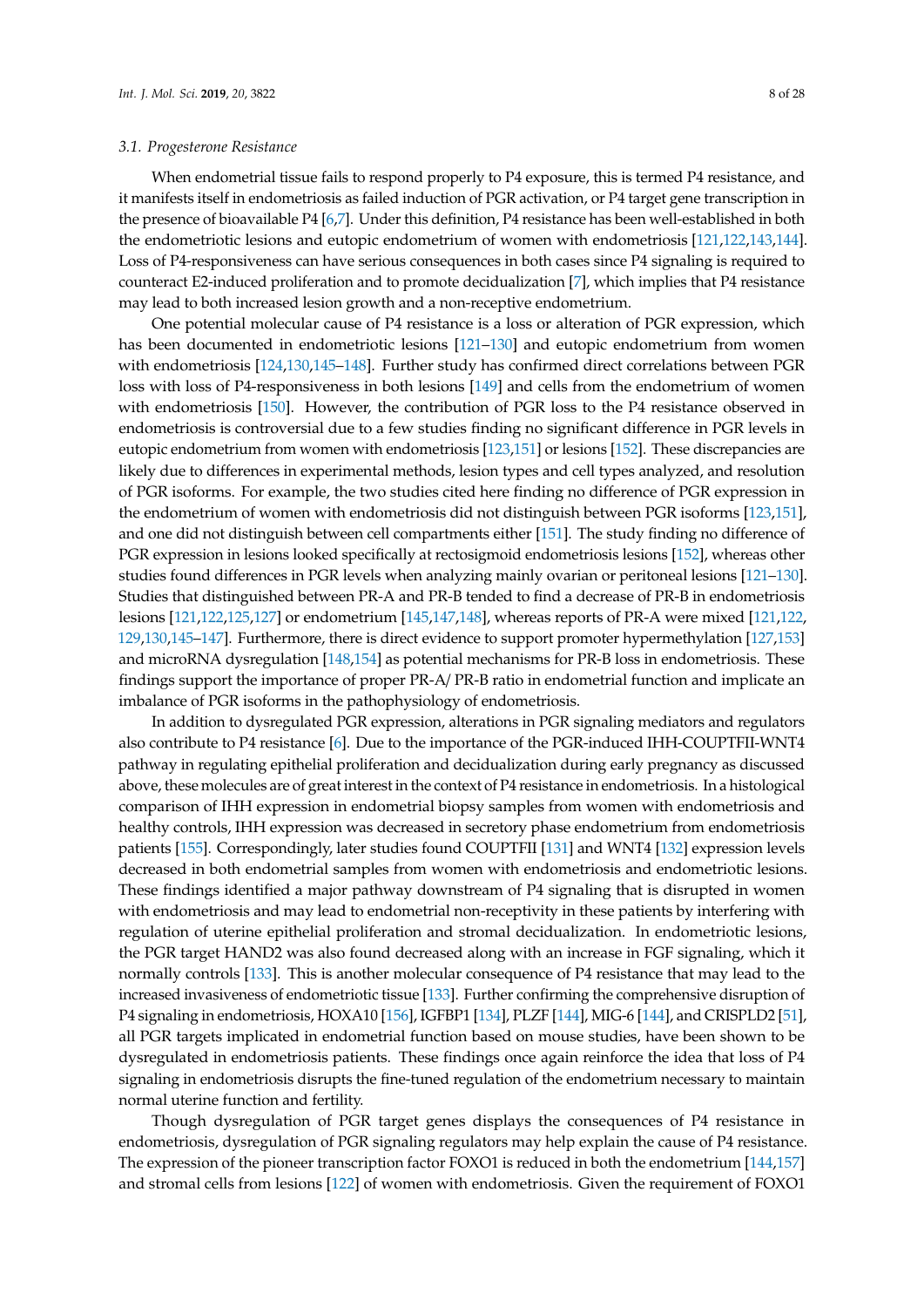### 3.1. Progesterone Resistance

When endometrial tissue fails to respond properly to P4 exposure, this is termed P4 resistance, and it manifests itself in endometriosis as failed induction of PGR activation, or P4 target gene transcription in the presence of bioavailable P4 [6,7]. Under this definition, P4 resistance has been well-established in both the endometriotic lesions and eutopic endometrium of women with endometriosis [121,122,143,144]. Loss of P4-responsiveness can have serious consequences in both cases since P4 signaling is required to counteract E2-induced proliferation and to promote decidualization [7], which implies that P4 resistance may lead to both increased lesion growth and a non-receptive endometrium.

One potential molecular cause of P4 resistance is a loss or alteration of PGR expression, which has been documented in endometriotic lesions [121–130] and eutopic endometrium from women with endometriosis [124,130,145–148]. Further study has confirmed direct correlations between PGR loss with loss of P4-responsiveness in both lesions [149] and cells from the endometrium of women with endometriosis [150]. However, the contribution of PGR loss to the P4 resistance observed in endometriosis is controversial due to a few studies finding no significant difference in PGR levels in eutopic endometrium from women with endometriosis [123,151] or lesions [152]. These discrepancies are likely due to differences in experimental methods, lesion types and cell types analyzed, and resolution of PGR isoforms. For example, the two studies cited here finding no difference of PGR expression in the endometrium of women with endometriosis did not distinguish between PGR isoforms [123,151], and one did not distinguish between cell compartments either [151]. The study finding no difference of PGR expression in lesions looked specifically at rectosigmoid endometriosis lesions [152], whereas other studies found differences in PGR levels when analyzing mainly ovarian or peritoneal lesions [121–130]. Studies that distinguished between PR-A and PR-B tended to find a decrease of PR-B in endometriosis lesions [121,122,125,127] or endometrium [145,147,148], whereas reports of PR-A were mixed [121,122,129,130,145–147]. Furthermore, there is direct evidence to support promoter hypermethylation [127,153] and microRNA dysregulation [148,154] as potential mechanisms for PR-B loss in endometriosis. These findings support the importance of proper PR-A/ PR-B ratio in endometrial function and implicate an imbalance of PGR isoforms in the pathophysiology of endometriosis.

In addition to dysregulated PGR expression, alterations in PGR signaling mediators and regulators also contribute to P4 resistance [6]. Due to the importance of the PGR-induced IHH-COUPTFII-WNT4 pathway in regulating epithelial proliferation and decidualization during early pregnancy as discussed above, these molecules are of great interest in the context of P4 resistance in endometriosis. In a histological comparison of IHH expression in endometrial biopsy samples from women with endometriosis and healthy controls, IHH expression was decreased in secretory phase endometrium from endometriosis patients [155]. Correspondingly, later studies found COUPTFII [131] and WNT4 [132] expression levels decreased in both endometrial samples from women with endometriosis and endometriotic lesions. These findings identified a major pathway downstream of P4 signaling that is disrupted in women with endometriosis and may lead to endometrial non-receptivity in these patients by interfering with regulation of uterine epithelial proliferation and stromal decidualization. In endometriotic lesions, the PGR target HAND2 was also found decreased along with an increase in FGF signaling, which it normally controls [133]. This is another molecular consequence of P4 resistance that may lead to the increased invasiveness of endometriotic tissue [133]. Further confirming the comprehensive disruption of P4 signaling in endometriosis, HOXA10 [156], IGFBP1 [134], PLZF [144], MIG-6 [144], and CRISPLD2 [51], all PGR targets implicated in endometrial function based on mouse studies, have been shown to be dysregulated in endometriosis patients. These findings once again reinforce the idea that loss of P4 signaling in endometriosis disrupts the fine-tuned regulation of the endometrium necessary to maintain normal uterine function and fertility.

Though dysregulation of PGR target genes displays the consequences of P4 resistance in endometriosis, dysregulation of PGR signaling regulators may help explain the cause of P4 resistance. The expression of the pioneer transcription factor FOXO1 is reduced in both the endometrium [144,157] and stromal cells from lesions [122] of women with endometriosis. Given the requirement of FOXO1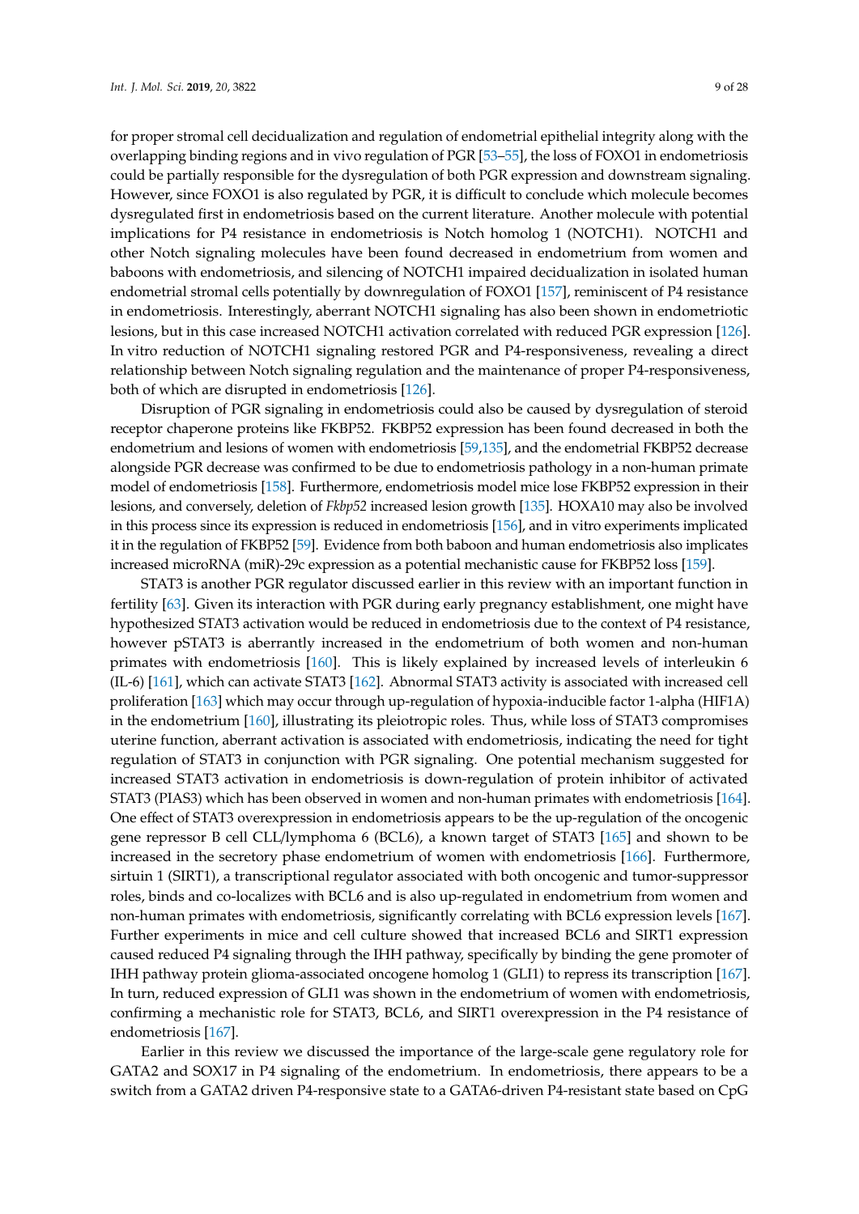for proper stromal cell decidualization and regulation of endometrial epithelial integrity along with the overlapping binding regions and in vivo regulation of PGR [53–55], the loss of FOXO1 in endometriosis could be partially responsible for the dysregulation of both PGR expression and downstream signaling. However, since FOXO1 is also regulated by PGR, it is difficult to conclude which molecule becomes dysregulated first in endometriosis based on the current literature. Another molecule with potential implications for P4 resistance in endometriosis is Notch homolog 1 (NOTCH1). NOTCH1 and other Notch signaling molecules have been found decreased in endometrium from women and baboons with endometriosis, and silencing of NOTCH1 impaired decidualization in isolated human endometrial stromal cells potentially by downregulation of FOXO1 [157], reminiscent of P4 resistance in endometriosis. Interestingly, aberrant NOTCH1 signaling has also been shown in endometriotic lesions, but in this case increased NOTCH1 activation correlated with reduced PGR expression [126]. In vitro reduction of NOTCH1 signaling restored PGR and P4-responsiveness, revealing a direct relationship between Notch signaling regulation and the maintenance of proper P4-responsiveness, both of which are disrupted in endometriosis [126].

Disruption of PGR signaling in endometriosis could also be caused by dysregulation of steroid receptor chaperone proteins like FKBP52. FKBP52 expression has been found decreased in both the endometrium and lesions of women with endometriosis [59,135], and the endometrial FKBP52 decrease alongside PGR decrease was confirmed to be due to endometriosis pathology in a non-human primate model of endometriosis [158]. Furthermore, endometriosis model mice lose FKBP52 expression in their lesions, and conversely, deletion of *Fkbp52* increased lesion growth [135]. HOXA10 may also be involved in this process since its expression is reduced in endometriosis [156], and in vitro experiments implicated it in the regulation of FKBP52 [59]. Evidence from both baboon and human endometriosis also implicates increased microRNA (miR)-29c expression as a potential mechanistic cause for FKBP52 loss [159].

STAT3 is another PGR regulator discussed earlier in this review with an important function in fertility [63]. Given its interaction with PGR during early pregnancy establishment, one might have hypothesized STAT3 activation would be reduced in endometriosis due to the context of P4 resistance, however pSTAT3 is aberrantly increased in the endometrium of both women and non-human primates with endometriosis [160]. This is likely explained by increased levels of interleukin 6 (IL-6) [161], which can activate STAT3 [162]. Abnormal STAT3 activity is associated with increased cell proliferation [163] which may occur through up-regulation of hypoxia-inducible factor 1-alpha (HIF1A) in the endometrium [160], illustrating its pleiotropic roles. Thus, while loss of STAT3 compromises uterine function, aberrant activation is associated with endometriosis, indicating the need for tight regulation of STAT3 in conjunction with PGR signaling. One potential mechanism suggested for increased STAT3 activation in endometriosis is down-regulation of protein inhibitor of activated STAT3 (PIAS3) which has been observed in women and non-human primates with endometriosis [164]. One effect of STAT3 overexpression in endometriosis appears to be the up-regulation of the oncogenic gene repressor B cell CLL/lymphoma 6 (BCL6), a known target of STAT3 [165] and shown to be increased in the secretory phase endometrium of women with endometriosis [166]. Furthermore, sirtuin 1 (SIRT1), a transcriptional regulator associated with both oncogenic and tumor-suppressor roles, binds and co-localizes with BCL6 and is also up-regulated in endometrium from women and non-human primates with endometriosis, significantly correlating with BCL6 expression levels [167]. Further experiments in mice and cell culture showed that increased BCL6 and SIRT1 expression caused reduced P4 signaling through the IHH pathway, specifically by binding the gene promoter of IHH pathway protein glioma-associated oncogene homolog 1 (GLI1) to repress its transcription [167]. In turn, reduced expression of GLI1 was shown in the endometrium of women with endometriosis, confirming a mechanistic role for STAT3, BCL6, and SIRT1 overexpression in the P4 resistance of endometriosis [167].

Earlier in this review we discussed the importance of the large-scale gene regulatory role for GATA2 and SOX17 in P4 signaling of the endometrium. In endometriosis, there appears to be a switch from a GATA2 driven P4-responsive state to a GATA6-driven P4-resistant state based on CpG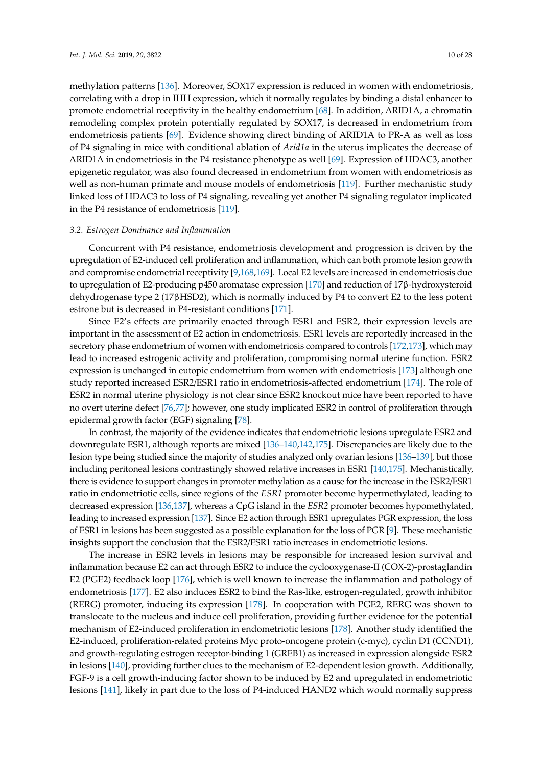methylation patterns [136]. Moreover, SOX17 expression is reduced in women with endometriosis, correlating with a drop in IHH expression, which it normally regulates by binding a distal enhancer to promote endometrial receptivity in the healthy endometrium [68]. In addition, ARID1A, a chromatin remodeling complex protein potentially regulated by SOX17, is decreased in endometrium from endometriosis patients [69]. Evidence showing direct binding of ARID1A to PR-A as well as loss of P4 signaling in mice with conditional ablation of *Arid1a* in the uterus implicates the decrease of ARID1A in endometriosis in the P4 resistance phenotype as well [69]. Expression of HDAC3, another epigenetic regulator, was also found decreased in endometrium from women with endometriosis as well as non-human primate and mouse models of endometriosis [119]. Further mechanistic study linked loss of HDAC3 to loss of P4 signaling, revealing yet another P4 signaling regulator implicated in the P4 resistance of endometriosis [119].

### *3.2. Estrogen Dominance and Inflammation*

Concurrent with P4 resistance, endometriosis development and progression is driven by the upregulation of E2-induced cell proliferation and inflammation, which can both promote lesion growth and compromise endometrial receptivity [9,168,169]. Local E2 levels are increased in endometriosis due to upregulation of E2-producing p450 aromatase expression [170] and reduction of 17β-hydroxysteroid dehydrogenase type 2 (17βHSD2), which is normally induced by P4 to convert E2 to the less potent estrone but is decreased in P4-resistant conditions [171].

Since E2's effects are primarily enacted through ESR1 and ESR2, their expression levels are important in the assessment of E2 action in endometriosis. ESR1 levels are reportedly increased in the secretory phase endometrium of women with endometriosis compared to controls [172,173], which may lead to increased estrogenic activity and proliferation, compromising normal uterine function. ESR2 expression is unchanged in eutopic endometrium from women with endometriosis [173] although one study reported increased ESR2/ESR1 ratio in endometriosis-affected endometrium [174]. The role of ESR2 in normal uterine physiology is not clear since ESR2 knockout mice have been reported to have no overt uterine defect [76,77]; however, one study implicated ESR2 in control of proliferation through epidermal growth factor (EGF) signaling [78].

In contrast, the majority of the evidence indicates that endometriotic lesions upregulate ESR2 and downregulate ESR1, although reports are mixed [136–140,142,175]. Discrepancies are likely due to the lesion type being studied since the majority of studies analyzed only ovarian lesions [136–139], but those including peritoneal lesions contrastingly showed relative increases in ESR1 [140,175]. Mechanistically, there is evidence to support changes in promoter methylation as a cause for the increase in the ESR2/ESR1 ratio in endometriotic cells, since regions of the *ESR1* promoter become hypermethylated, leading to decreased expression [136,137], whereas a CpG island in the *ESR2* promoter becomes hypomethylated, leading to increased expression [137]. Since E2 action through ESR1 upregulates PGR expression, the loss of ESR1 in lesions has been suggested as a possible explanation for the loss of PGR [9]. These mechanistic insights support the conclusion that the ESR2/ESR1 ratio increases in endometriotic lesions.

The increase in ESR2 levels in lesions may be responsible for increased lesion survival and inflammation because E2 can act through ESR2 to induce the cyclooxygenase-II (COX-2)-prostaglandin E2 (PGE2) feedback loop [176], which is well known to increase the inflammation and pathology of endometriosis [177]. E2 also induces ESR2 to bind the Ras-like, estrogen-regulated, growth inhibitor (RERG) promoter, inducing its expression [178]. In cooperation with PGE2, RERG was shown to translocate to the nucleus and induce cell proliferation, providing further evidence for the potential mechanism of E2-induced proliferation in endometriotic lesions [178]. Another study identified the E2-induced, proliferation-related proteins Myc proto-oncogene protein (c-myc), cyclin D1 (CCND1), and growth-regulating estrogen receptor-binding 1 (GREB1) as increased in expression alongside ESR2 in lesions [140], providing further clues to the mechanism of E2-dependent lesion growth. Additionally, FGF-9 is a cell growth-inducing factor shown to be induced by E2 and upregulated in endometriotic lesions [141], likely in part due to the loss of P4-induced HAND2 which would normally suppress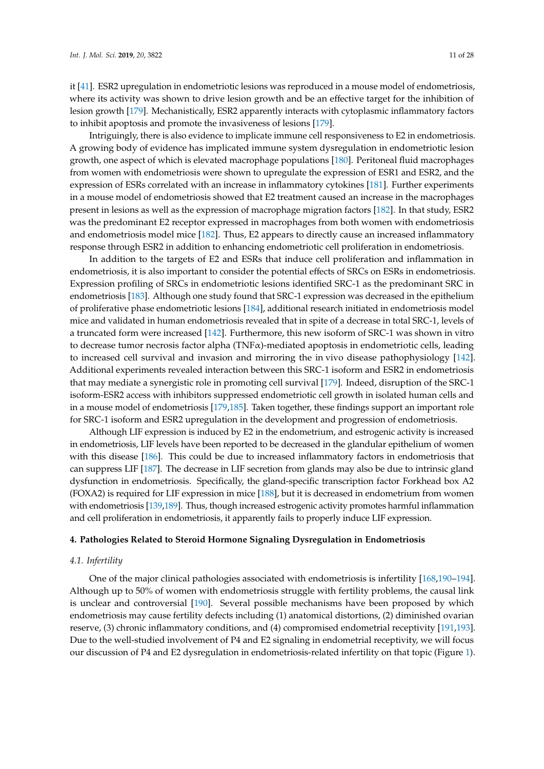it [41]. ESR2 upregulation in endometriotic lesions was reproduced in a mouse model of endometriosis, where its activity was shown to drive lesion growth and be an effective target for the inhibition of lesion growth [179]. Mechanistically, ESR2 apparently interacts with cytoplasmic inflammatory factors to inhibit apoptosis and promote the invasiveness of lesions [179].

Intriguingly, there is also evidence to implicate immune cell responsiveness to E2 in endometriosis. A growing body of evidence has implicated immune system dysregulation in endometriotic lesion growth, one aspect of which is elevated macrophage populations [180]. Peritoneal fluid macrophages from women with endometriosis were shown to upregulate the expression of ESR1 and ESR2, and the expression of ESRs correlated with an increase in inflammatory cytokines [181]. Further experiments in a mouse model of endometriosis showed that E2 treatment caused an increase in the macrophages present in lesions as well as the expression of macrophage migration factors [182]. In that study, ESR2 was the predominant E2 receptor expressed in macrophages from both women with endometriosis and endometriosis model mice [182]. Thus, E2 appears to directly cause an increased inflammatory response through ESR2 in addition to enhancing endometriotic cell proliferation in endometriosis.

In addition to the targets of E2 and ESRs that induce cell proliferation and inflammation in endometriosis, it is also important to consider the potential effects of SRCs on ESRs in endometriosis. Expression profiling of SRCs in endometriotic lesions identified SRC-1 as the predominant SRC in endometriosis [183]. Although one study found that SRC-1 expression was decreased in the epithelium of proliferative phase endometriotic lesions [184], additional research initiated in endometriosis model mice and validated in human endometriosis revealed that in spite of a decrease in total SRC-1, levels of a truncated form were increased [142]. Furthermore, this new isoform of SRC-1 was shown in vitro to decrease tumor necrosis factor alpha (TNFα)-mediated apoptosis in endometriotic cells, leading to increased cell survival and invasion and mirroring the in vivo disease pathophysiology [142]. Additional experiments revealed interaction between this SRC-1 isoform and ESR2 in endometriosis that may mediate a synergistic role in promoting cell survival [179]. Indeed, disruption of the SRC-1 isoform-ESR2 access with inhibitors suppressed endometriotic cell growth in isolated human cells and in a mouse model of endometriosis [179,185]. Taken together, these findings support an important role for SRC-1 isoform and ESR2 upregulation in the development and progression of endometriosis.

Although LIF expression is induced by E2 in the endometrium, and estrogenic activity is increased in endometriosis, LIF levels have been reported to be decreased in the glandular epithelium of women with this disease [186]. This could be due to increased inflammatory factors in endometriosis that can suppress LIF [187]. The decrease in LIF secretion from glands may also be due to intrinsic gland dysfunction in endometriosis. Specifically, the gland-specific transcription factor Forkhead box A2 (FOXA2) is required for LIF expression in mice [188], but it is decreased in endometrium from women with endometriosis [139,189]. Thus, though increased estrogenic activity promotes harmful inflammation and cell proliferation in endometriosis, it apparently fails to properly induce LIF expression.

## 4. Pathologies Related to Steroid Hormone Signaling Dysregulation in Endometriosis

### 4.1. Infertility

One of the major clinical pathologies associated with endometriosis is infertility [168,190–194]. Although up to 50% of women with endometriosis struggle with fertility problems, the causal link is unclear and controversial [190]. Several possible mechanisms have been proposed by which endometriosis may cause fertility defects including (1) anatomical distortions, (2) diminished ovarian reserve, (3) chronic inflammatory conditions, and (4) compromised endometrial receptivity [191,193]. Due to the well-studied involvement of P4 and E2 signaling in endometrial receptivity, we will focus our discussion of P4 and E2 dysregulation in endometriosis-related infertility on that topic (Figure 1).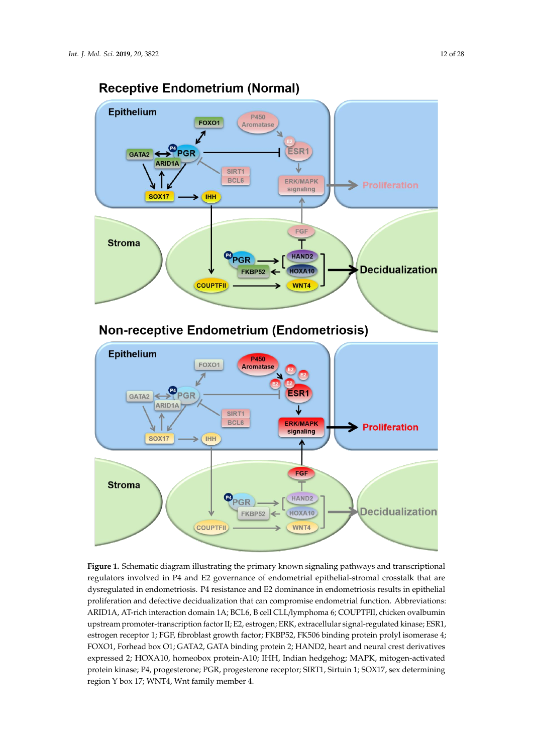**Figure 1.** Schematic diagram illustrating the primary known signaling pathways and transcriptional regulators involved in P4 and E2 governance of endometrial epithelial-stromal crosstalk that are dysregulated in endometriosis. P4 resistance and E2 dominance in endometriosis results in epithelial proliferation and defective decidualization that can compromise endometrial function. Abbreviations: ARID1A, AT-rich interaction domain 1A; BCL6, B cell CLL/lymphoma 6; COUPTFII, chicken ovalbumin upstream promoter-transcription factor II; E2, estrogen; ERK, extracellular signal-regulated kinase; ESR1, estrogen receptor 1; FGF, fibroblast growth factor; FKBP52, FK506 binding protein prolyl isomerase 4; FOXO1, Forhead box O1; GATA2, GATA binding protein 2; HAND2, heart and neural crest derivatives expressed 2; HOXA10, homeobox protein-A10; IHH, Indian hedgehog; MAPK, mitogen-activated protein kinase; P4, progesterone; PGR, progesterone receptor; SIRT1, Sirtuin 1; SOX17, sex determining region Y box 17; WNT4, Wnt family member 4.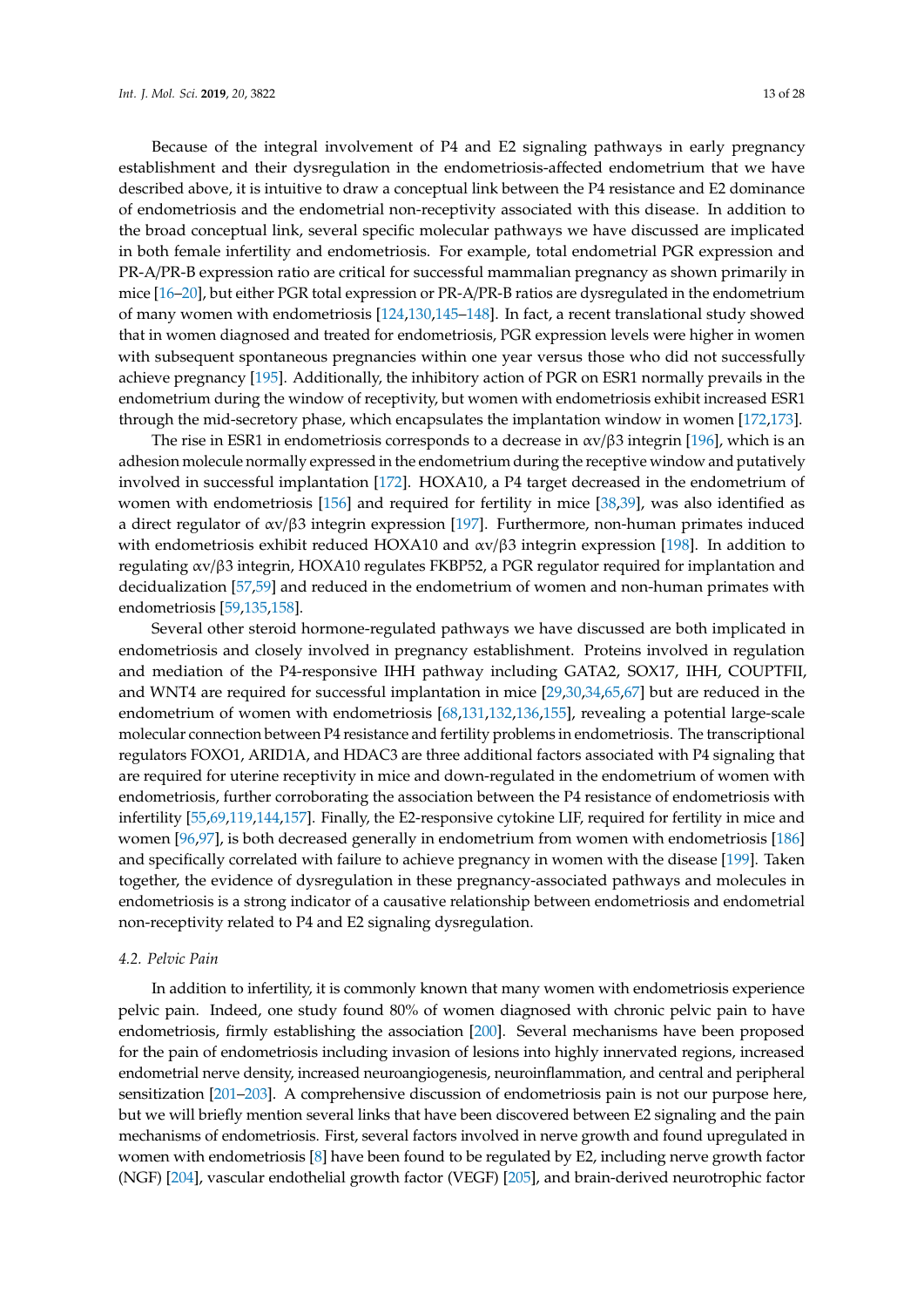Because of the integral involvement of P4 and E2 signaling pathways in early pregnancy establishment and their dysregulation in the endometriosis-affected endometrium that we have described above, it is intuitive to draw a conceptual link between the P4 resistance and E2 dominance of endometriosis and the endometrial non-receptivity associated with this disease. In addition to the broad conceptual link, several specific molecular pathways we have discussed are implicated in both female infertility and endometriosis. For example, total endometrial PGR expression and PR-A/PR-B expression ratio are critical for successful mammalian pregnancy as shown primarily in mice [16–20], but either PGR total expression or PR-A/PR-B ratios are dysregulated in the endometrium of many women with endometriosis [124,130,145–148]. In fact, a recent translational study showed that in women diagnosed and treated for endometriosis, PGR expression levels were higher in women with subsequent spontaneous pregnancies within one year versus those who did not successfully achieve pregnancy [195]. Additionally, the inhibitory action of PGR on ESR1 normally prevails in the endometrium during the window of receptivity, but women with endometriosis exhibit increased ESR1 through the mid-secretory phase, which encapsulates the implantation window in women [172,173].

The rise in ESR1 in endometriosis corresponds to a decrease in αv/β3 integrin [196], which is an adhesion molecule normally expressed in the endometrium during the receptive window and putatively involved in successful implantation [172]. HOXA10, a P4 target decreased in the endometrium of women with endometriosis [156] and required for fertility in mice [38,39], was also identified as a direct regulator of αv/β3 integrin expression [197]. Furthermore, non-human primates induced with endometriosis exhibit reduced HOXA10 and αv/β3 integrin expression [198]. In addition to regulating αv/β3 integrin, HOXA10 regulates FKBP52, a PGR regulator required for implantation and decidualization [57,59] and reduced in the endometrium of women and non-human primates with endometriosis [59,135,158].

Several other steroid hormone-regulated pathways we have discussed are both implicated in endometriosis and closely involved in pregnancy establishment. Proteins involved in regulation and mediation of the P4-responsive IHH pathway including GATA2, SOX17, IHH, COUPTFII, and WNT4 are required for successful implantation in mice [29,30,34,65,67] but are reduced in the endometrium of women with endometriosis [68,131,132,136,155], revealing a potential large-scale molecular connection between P4 resistance and fertility problems in endometriosis. The transcriptional regulators FOXO1, ARID1A, and HDAC3 are three additional factors associated with P4 signaling that are required for uterine receptivity in mice and down-regulated in the endometrium of women with endometriosis, further corroborating the association between the P4 resistance of endometriosis with infertility [55,69,119,144,157]. Finally, the E2-responsive cytokine LIF, required for fertility in mice and women [96,97], is both decreased generally in endometrium from women with endometriosis [186] and specifically correlated with failure to achieve pregnancy in women with the disease [199]. Taken together, the evidence of dysregulation in these pregnancy-associated pathways and molecules in endometriosis is a strong indicator of a causative relationship between endometriosis and endometrial non-receptivity related to P4 and E2 signaling dysregulation.

### 4.2. Pelvic Pain

In addition to infertility, it is commonly known that many women with endometriosis experience pelvic pain. Indeed, one study found 80% of women diagnosed with chronic pelvic pain to have endometriosis, firmly establishing the association [200]. Several mechanisms have been proposed for the pain of endometriosis including invasion of lesions into highly innervated regions, increased endometrial nerve density, increased neuroangiogenesis, neuroinflammation, and central and peripheral sensitization [201–203]. A comprehensive discussion of endometriosis pain is not our purpose here, but we will briefly mention several links that have been discovered between E2 signaling and the pain mechanisms of endometriosis. First, several factors involved in nerve growth and found upregulated in women with endometriosis [8] have been found to be regulated by E2, including nerve growth factor (NGF) [204], vascular endothelial growth factor (VEGF) [205], and brain-derived neurotrophic factor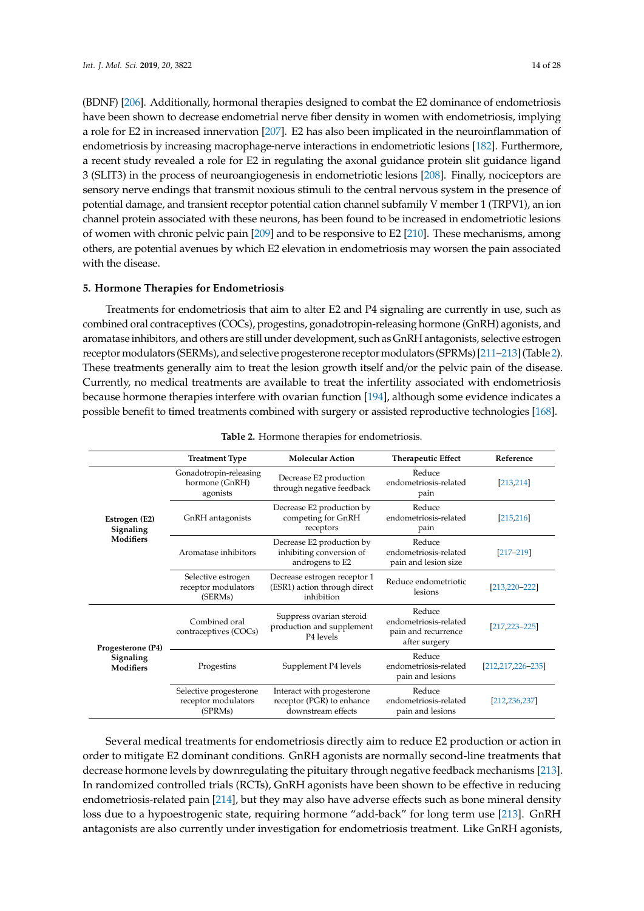(BDNF) [206]. Additionally, hormonal therapies designed to combat the E2 dominance of endometriosis have been shown to decrease endometrial nerve fiber density in women with endometriosis, implying a role for E2 in increased innervation [207]. E2 has also been implicated in the neuroinflammation of endometriosis by increasing macrophage-nerve interactions in endometriotic lesions [182]. Furthermore, a recent study revealed a role for E2 in regulating the axonal guidance protein slit guidance ligand 3 (SLIT3) in the process of neuroangiogenesis in endometriotic lesions [208]. Finally, nociceptors are sensory nerve endings that transmit noxious stimuli to the central nervous system in the presence of potential damage, and transient receptor potential cation channel subfamily V member 1 (TRPV1), an ion channel protein associated with these neurons, has been found to be increased in endometriotic lesions of women with chronic pelvic pain [209] and to be responsive to E2 [210]. These mechanisms, among others, are potential avenues by which E2 elevation in endometriosis may worsen the pain associated with the disease.

## 5. Hormone Therapies for Endometriosis

Treatments for endometriosis that aim to alter E2 and P4 signaling are currently in use, such as combined oral contraceptives (COCs), progestins, gonadotropin-releasing hormone (GnRH) agonists, and aromatase inhibitors, and others are still under development, such as GnRH antagonists, selective estrogen receptor modulators (SERMs), and selective progesterone receptor modulators (SPRMs) [211–213] (Table 2). These treatments generally aim to treat the lesion growth itself and/or the pelvic pain of the disease. Currently, no medical treatments are available to treat the infertility associated with endometriosis because hormone therapies interfere with ovarian function [194], although some evidence indicates a possible benefit to timed treatments combined with surgery or assisted reproductive technologies [168].

**Table 2.** Hormone therapies for endometriosis.

| | Treatment Type | Molecular Action | Therapeutic Effect | Reference |
|---|---|---|---|---|
| **Estrogen (E2) Signaling Modifiers** | Gonadotropin-releasing hormone (GnRH) agonists | Decrease E2 production through negative feedback | Reduce endometriosis-related pain | [213,214] |
| | GnRH antagonists | Decrease E2 production by competing for GnRH receptors | Reduce endometriosis-related pain | [215,216] |
| | Aromatase inhibitors | Decrease E2 production by inhibiting conversion of androgens to E2 | Reduce endometriosis-related pain and lesion size | [217–219] |
| | Selective estrogen receptor modulators (SERMs) | Decrease estrogen receptor 1 (ESR1) action through direct inhibition | Reduce endometriotic lesions | [213,220–222] |
| **Progesterone (P4) Signaling Modifiers** | Combined oral contraceptives (COCs) | Suppress ovarian steroid production and supplement P4 levels | Reduce endometriosis-related pain and recurrence after surgery | [217,223–225] |
| | Progestins | Supplement P4 levels | Reduce endometriosis-related pain and lesions | [212,217,226–235] |
| | Selective progesterone receptor modulators (SPRMs) | Interact with progesterone receptor (PGR) to enhance downstream effects | Reduce endometriosis-related pain and lesions | [212,236,237] |

Several medical treatments for endometriosis directly aim to reduce E2 production or action in order to mitigate E2 dominant conditions. GnRH agonists are normally second-line treatments that decrease hormone levels by downregulating the pituitary through negative feedback mechanisms [213]. In randomized controlled trials (RCTs), GnRH agonists have been shown to be effective in reducing endometriosis-related pain [214], but they may also have adverse effects such as bone mineral density loss due to a hypoestrogenic state, requiring hormone "add-back" for long term use [213]. GnRH antagonists are also currently under investigation for endometriosis treatment. Like GnRH agonists,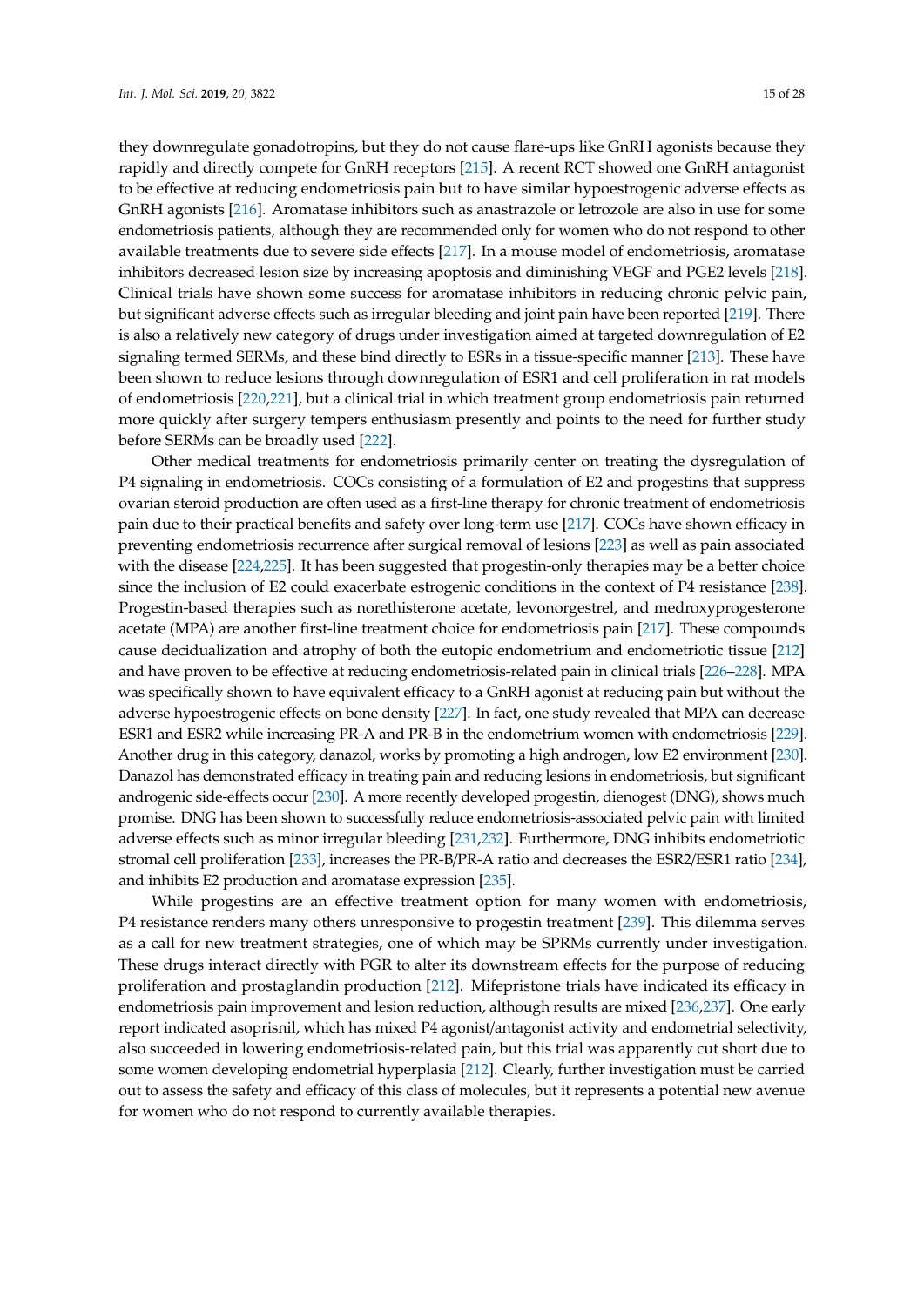they downregulate gonadotropins, but they do not cause flare-ups like GnRH agonists because they rapidly and directly compete for GnRH receptors [215]. A recent RCT showed one GnRH antagonist to be effective at reducing endometriosis pain but to have similar hypoestrogenic adverse effects as GnRH agonists [216]. Aromatase inhibitors such as anastrazole or letrozole are also in use for some endometriosis patients, although they are recommended only for women who do not respond to other available treatments due to severe side effects [217]. In a mouse model of endometriosis, aromatase inhibitors decreased lesion size by increasing apoptosis and diminishing VEGF and PGE2 levels [218]. Clinical trials have shown some success for aromatase inhibitors in reducing chronic pelvic pain, but significant adverse effects such as irregular bleeding and joint pain have been reported [219]. There is also a relatively new category of drugs under investigation aimed at targeted downregulation of E2 signaling termed SERMs, and these bind directly to ESRs in a tissue-specific manner [213]. These have been shown to reduce lesions through downregulation of ESR1 and cell proliferation in rat models of endometriosis [220,221], but a clinical trial in which treatment group endometriosis pain returned more quickly after surgery tempers enthusiasm presently and points to the need for further study before SERMs can be broadly used [222].

Other medical treatments for endometriosis primarily center on treating the dysregulation of P4 signaling in endometriosis. COCs consisting of a formulation of E2 and progestins that suppress ovarian steroid production are often used as a first-line therapy for chronic treatment of endometriosis pain due to their practical benefits and safety over long-term use [217]. COCs have shown efficacy in preventing endometriosis recurrence after surgical removal of lesions [223] as well as pain associated with the disease [224,225]. It has been suggested that progestin-only therapies may be a better choice since the inclusion of E2 could exacerbate estrogenic conditions in the context of P4 resistance [238]. Progestin-based therapies such as norethisterone acetate, levonorgestrel, and medroxyprogesterone acetate (MPA) are another first-line treatment choice for endometriosis pain [217]. These compounds cause decidualization and atrophy of both the eutopic endometrium and endometriotic tissue [212] and have proven to be effective at reducing endometriosis-related pain in clinical trials [226–228]. MPA was specifically shown to have equivalent efficacy to a GnRH agonist at reducing pain but without the adverse hypoestrogenic effects on bone density [227]. In fact, one study revealed that MPA can decrease ESR1 and ESR2 while increasing PR-A and PR-B in the endometrium women with endometriosis [229]. Another drug in this category, danazol, works by promoting a high androgen, low E2 environment [230]. Danazol has demonstrated efficacy in treating pain and reducing lesions in endometriosis, but significant androgenic side-effects occur [230]. A more recently developed progestin, dienogest (DNG), shows much promise. DNG has been shown to successfully reduce endometriosis-associated pelvic pain with limited adverse effects such as minor irregular bleeding [231,232]. Furthermore, DNG inhibits endometriotic stromal cell proliferation [233], increases the PR-B/PR-A ratio and decreases the ESR2/ESR1 ratio [234], and inhibits E2 production and aromatase expression [235].

While progestins are an effective treatment option for many women with endometriosis, P4 resistance renders many others unresponsive to progestin treatment [239]. This dilemma serves as a call for new treatment strategies, one of which may be SPRMs currently under investigation. These drugs interact directly with PGR to alter its downstream effects for the purpose of reducing proliferation and prostaglandin production [212]. Mifepristone trials have indicated its efficacy in endometriosis pain improvement and lesion reduction, although results are mixed [236,237]. One early report indicated asoprisnil, which has mixed P4 agonist/antagonist activity and endometrial selectivity, also succeeded in lowering endometriosis-related pain, but this trial was apparently cut short due to some women developing endometrial hyperplasia [212]. Clearly, further investigation must be carried out to assess the safety and efficacy of this class of molecules, but it represents a potential new avenue for women who do not respond to currently available therapies.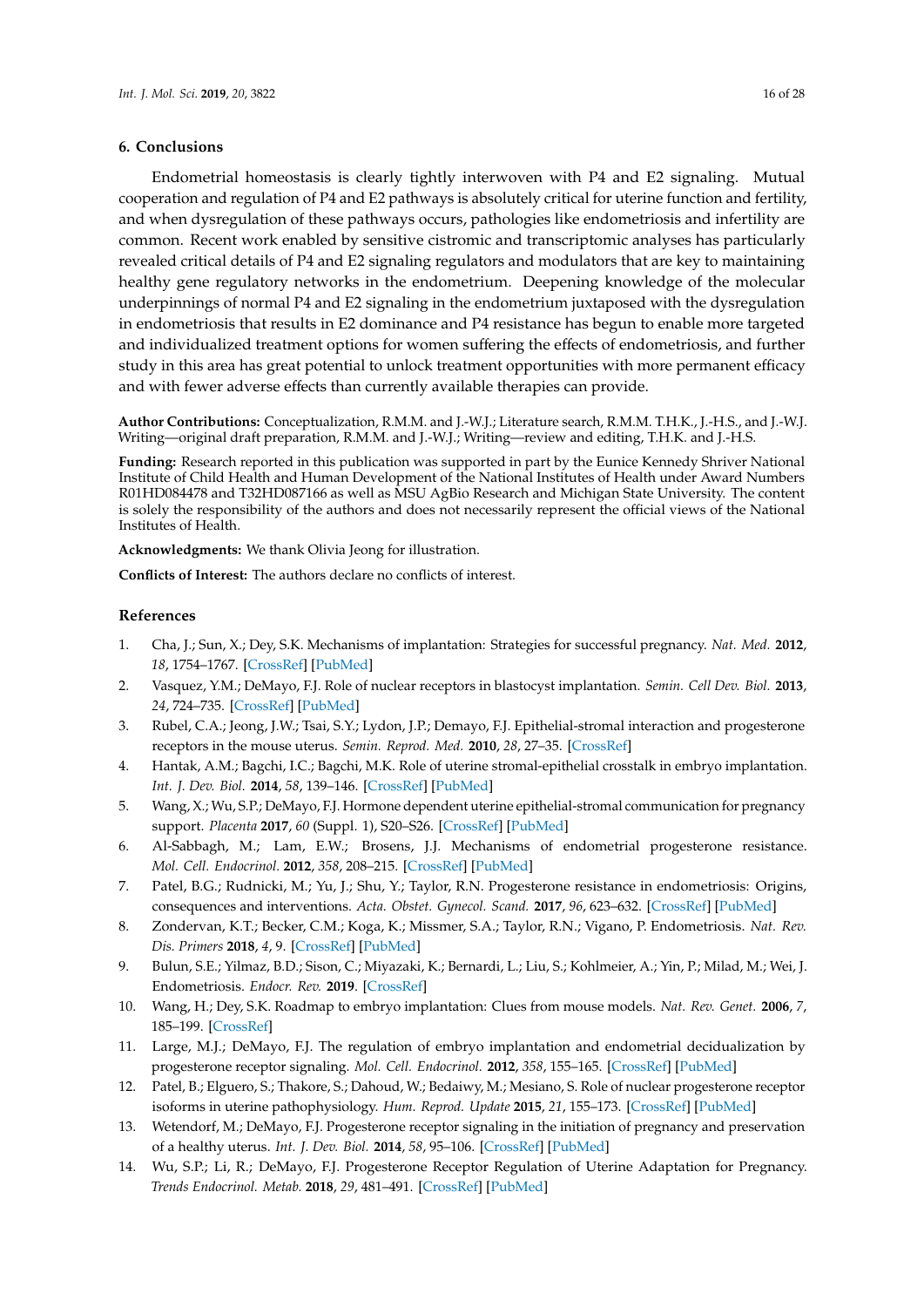## 6. Conclusions

Endometrial homeostasis is clearly tightly interwoven with P4 and E2 signaling. Mutual cooperation and regulation of P4 and E2 pathways is absolutely critical for uterine function and fertility, and when dysregulation of these pathways occurs, pathologies like endometriosis and infertility are common. Recent work enabled by sensitive cistromic and transcriptomic analyses has particularly revealed critical details of P4 and E2 signaling regulators and modulators that are key to maintaining healthy gene regulatory networks in the endometrium. Deepening knowledge of the molecular underpinnings of normal P4 and E2 signaling in the endometrium juxtaposed with the dysregulation in endometriosis that results in E2 dominance and P4 resistance has begun to enable more targeted and individualized treatment options for women suffering the effects of endometriosis, and further study in this area has great potential to unlock treatment opportunities with more permanent efficacy and with fewer adverse effects than currently available therapies can provide.

**Author Contributions:** Conceptualization, R.M.M. and J.-W.J.; Literature search, R.M.M. T.H.K., J.-H.S., and J.-W.J. Writing—original draft preparation, R.M.M. and J.-W.J.; Writing—review and editing, T.H.K. and J.-H.S.

**Funding:** Research reported in this publication was supported in part by the Eunice Kennedy Shriver National Institute of Child Health and Human Development of the National Institutes of Health under Award Numbers R01HD084478 and T32HD087166 as well as MSU AgBio Research and Michigan State University. The content is solely the responsibility of the authors and does not necessarily represent the official views of the National Institutes of Health.

**Acknowledgments:** We thank Olivia Jeong for illustration.

**Conflicts of Interest:** The authors declare no conflicts of interest.

## References

1. Cha, J.; Sun, X.; Dey, S.K. Mechanisms of implantation: Strategies for successful pregnancy. *Nat. Med.* **2012**, *18*, 1754–1767. [CrossRef] [PubMed]
2. Vasquez, Y.M.; DeMayo, F.J. Role of nuclear receptors in blastocyst implantation. *Semin. Cell Dev. Biol.* **2013**, *24*, 724–735. [CrossRef] [PubMed]
3. Rubel, C.A.; Jeong, J.W.; Tsai, S.Y.; Lydon, J.P.; Demayo, F.J. Epithelial-stromal interaction and progesterone receptors in the mouse uterus. *Semin. Reprod. Med.* **2010**, *28*, 27–35. [CrossRef]
4. Hantak, A.M.; Bagchi, I.C.; Bagchi, M.K. Role of uterine stromal-epithelial crosstalk in embryo implantation. *Int. J. Dev. Biol.* **2014**, *58*, 139–146. [CrossRef] [PubMed]
5. Wang, X.; Wu, S.P.; DeMayo, F.J. Hormone dependent uterine epithelial-stromal communication for pregnancy support. *Placenta* **2017**, *60* (Suppl. 1), S20–S26. [CrossRef] [PubMed]
6. Al-Sabbagh, M.; Lam, E.W.; Brosens, J.J. Mechanisms of endometrial progesterone resistance. *Mol. Cell. Endocrinol.* **2012**, *358*, 208–215. [CrossRef] [PubMed]
7. Patel, B.G.; Rudnicki, M.; Yu, J.; Shu, Y.; Taylor, R.N. Progesterone resistance in endometriosis: Origins, consequences and interventions. *Acta. Obstet. Gynecol. Scand.* **2017**, *96*, 623–632. [CrossRef] [PubMed]
8. Zondervan, K.T.; Becker, C.M.; Koga, K.; Missmer, S.A.; Taylor, R.N.; Vigano, P. Endometriosis. *Nat. Rev. Dis. Primers* **2018**, *4*, 9. [CrossRef] [PubMed]
9. Bulun, S.E.; Yilmaz, B.D.; Sison, C.; Miyazaki, K.; Bernardi, L.; Liu, S.; Kohlmeier, A.; Yin, P.; Milad, M.; Wei, J. Endometriosis. *Endocr. Rev.* **2019**. [CrossRef]
10. Wang, H.; Dey, S.K. Roadmap to embryo implantation: Clues from mouse models. *Nat. Rev. Genet.* **2006**, *7*, 185–199. [CrossRef]
11. Large, M.J.; DeMayo, F.J. The regulation of embryo implantation and endometrial decidualization by progesterone receptor signaling. *Mol. Cell. Endocrinol.* **2012**, *358*, 155–165. [CrossRef] [PubMed]
12. Patel, B.; Elguero, S.; Thakore, S.; Dahoud, W.; Bedaiwy, M.; Mesiano, S. Role of nuclear progesterone receptor isoforms in uterine pathophysiology. *Hum. Reprod. Update* **2015**, *21*, 155–173. [CrossRef] [PubMed]
13. Wetendorf, M.; DeMayo, F.J. Progesterone receptor signaling in the initiation of pregnancy and preservation of a healthy uterus. *Int. J. Dev. Biol.* **2014**, *58*, 95–106. [CrossRef] [PubMed]
14. Wu, S.P.; Li, R.; DeMayo, F.J. Progesterone Receptor Regulation of Uterine Adaptation for Pregnancy. *Trends Endocrinol. Metab.* **2018**, *29*, 481–491. [CrossRef] [PubMed]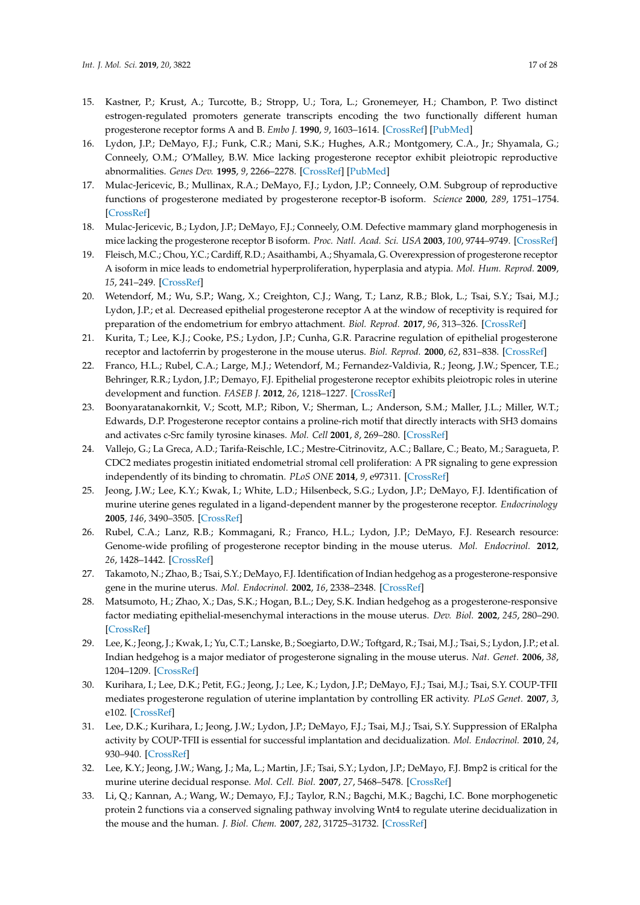15. Kastner, P.; Krust, A.; Turcotte, B.; Stropp, U.; Tora, L.; Gronemeyer, H.; Chambon, P. Two distinct estrogen-regulated promoters generate transcripts encoding the two functionally different human progesterone receptor forms A and B. *Embo J.* **1990**, *9*, 1603–1614. [CrossRef] [PubMed]
16. Lydon, J.P.; DeMayo, F.J.; Funk, C.R.; Mani, S.K.; Hughes, A.R.; Montgomery, C.A., Jr.; Shyamala, G.; Conneely, O.M.; O'Malley, B.W. Mice lacking progesterone receptor exhibit pleiotropic reproductive abnormalities. *Genes Dev.* **1995**, *9*, 2266–2278. [CrossRef] [PubMed]
17. Mulac-Jericevic, B.; Mullinax, R.A.; DeMayo, F.J.; Lydon, J.P.; Conneely, O.M. Subgroup of reproductive functions of progesterone mediated by progesterone receptor-B isoform. *Science* **2000**, *289*, 1751–1754. [CrossRef]
18. Mulac-Jericevic, B.; Lydon, J.P.; DeMayo, F.J.; Conneely, O.M. Defective mammary gland morphogenesis in mice lacking the progesterone receptor B isoform. *Proc. Natl. Acad. Sci. USA* **2003**, *100*, 9744–9749. [CrossRef]
19. Fleisch, M.C.; Chou, Y.C.; Cardiff, R.D.; Asaithambi, A.; Shyamala, G. Overexpression of progesterone receptor A isoform in mice leads to endometrial hyperproliferation, hyperplasia and atypia. *Mol. Hum. Reprod.* **2009**, *15*, 241–249. [CrossRef]
20. Wetendorf, M.; Wu, S.P.; Wang, X.; Creighton, C.J.; Wang, T.; Lanz, R.B.; Blok, L.; Tsai, S.Y.; Tsai, M.J.; Lydon, J.P.; et al. Decreased epithelial progesterone receptor A at the window of receptivity is required for preparation of the endometrium for embryo attachment. *Biol. Reprod.* **2017**, *96*, 313–326. [CrossRef]
21. Kurita, T.; Lee, K.J.; Cooke, P.S.; Lydon, J.P.; Cunha, G.R. Paracrine regulation of epithelial progesterone receptor and lactoferrin by progesterone in the mouse uterus. *Biol. Reprod.* **2000**, *62*, 831–838. [CrossRef]
22. Franco, H.L.; Rubel, C.A.; Large, M.J.; Wetendorf, M.; Fernandez-Valdivia, R.; Jeong, J.W.; Spencer, T.E.; Behringer, R.R.; Lydon, J.P.; Demayo, F.J. Epithelial progesterone receptor exhibits pleiotropic roles in uterine development and function. *FASEB J.* **2012**, *26*, 1218–1227. [CrossRef]
23. Boonyaratanakornkit, V.; Scott, M.P.; Ribon, V.; Sherman, L.; Anderson, S.M.; Maller, J.L.; Miller, W.T.; Edwards, D.P. Progesterone receptor contains a proline-rich motif that directly interacts with SH3 domains and activates c-Src family tyrosine kinases. *Mol. Cell* **2001**, *8*, 269–280. [CrossRef]
24. Vallejo, G.; La Greca, A.D.; Tarifa-Reischle, I.C.; Mestre-Citrinovitz, A.C.; Ballare, C.; Beato, M.; Saragueta, P. CDC2 mediates progestin initiated endometrial stromal cell proliferation: A PR signaling to gene expression independently of its binding to chromatin. *PLoS ONE* **2014**, *9*, e97311. [CrossRef]
25. Jeong, J.W.; Lee, K.Y.; Kwak, I.; White, L.D.; Hilsenbeck, S.G.; Lydon, J.P.; DeMayo, F.J. Identification of murine uterine genes regulated in a ligand-dependent manner by the progesterone receptor. *Endocrinology* **2005**, *146*, 3490–3505. [CrossRef]
26. Rubel, C.A.; Lanz, R.B.; Kommagani, R.; Franco, H.L.; Lydon, J.P.; DeMayo, F.J. Research resource: Genome-wide profiling of progesterone receptor binding in the mouse uterus. *Mol. Endocrinol.* **2012**, *26*, 1428–1442. [CrossRef]
27. Takamoto, N.; Zhao, B.; Tsai, S.Y.; DeMayo, F.J. Identification of Indian hedgehog as a progesterone-responsive gene in the murine uterus. *Mol. Endocrinol.* **2002**, *16*, 2338–2348. [CrossRef]
28. Matsumoto, H.; Zhao, X.; Das, S.K.; Hogan, B.L.; Dey, S.K. Indian hedgehog as a progesterone-responsive factor mediating epithelial-mesenchymal interactions in the mouse uterus. *Dev. Biol.* **2002**, *245*, 280–290. [CrossRef]
29. Lee, K.; Jeong, J.; Kwak, I.; Yu, C.T.; Lanske, B.; Soegiarto, D.W.; Toftgard, R.; Tsai, M.J.; Tsai, S.; Lydon, J.P.; et al. Indian hedgehog is a major mediator of progesterone signaling in the mouse uterus. *Nat. Genet.* **2006**, *38*, 1204–1209. [CrossRef]
30. Kurihara, I.; Lee, D.K.; Petit, F.G.; Jeong, J.; Lee, K.; Lydon, J.P.; DeMayo, F.J.; Tsai, M.J.; Tsai, S.Y. COUP-TFII mediates progesterone regulation of uterine implantation by controlling ER activity. *PLoS Genet.* **2007**, *3*, e102. [CrossRef]
31. Lee, D.K.; Kurihara, I.; Jeong, J.W.; Lydon, J.P.; DeMayo, F.J.; Tsai, M.J.; Tsai, S.Y. Suppression of ERalpha activity by COUP-TFII is essential for successful implantation and decidualization. *Mol. Endocrinol.* **2010**, *24*, 930–940. [CrossRef]
32. Lee, K.Y.; Jeong, J.W.; Wang, J.; Ma, L.; Martin, J.F.; Tsai, S.Y.; Lydon, J.P.; DeMayo, F.J. Bmp2 is critical for the murine uterine decidual response. *Mol. Cell. Biol.* **2007**, *27*, 5468–5478. [CrossRef]
33. Li, Q.; Kannan, A.; Wang, W.; Demayo, F.J.; Taylor, R.N.; Bagchi, M.K.; Bagchi, I.C. Bone morphogenetic protein 2 functions via a conserved signaling pathway involving Wnt4 to regulate uterine decidualization in the mouse and the human. *J. Biol. Chem.* **2007**, *282*, 31725–31732. [CrossRef]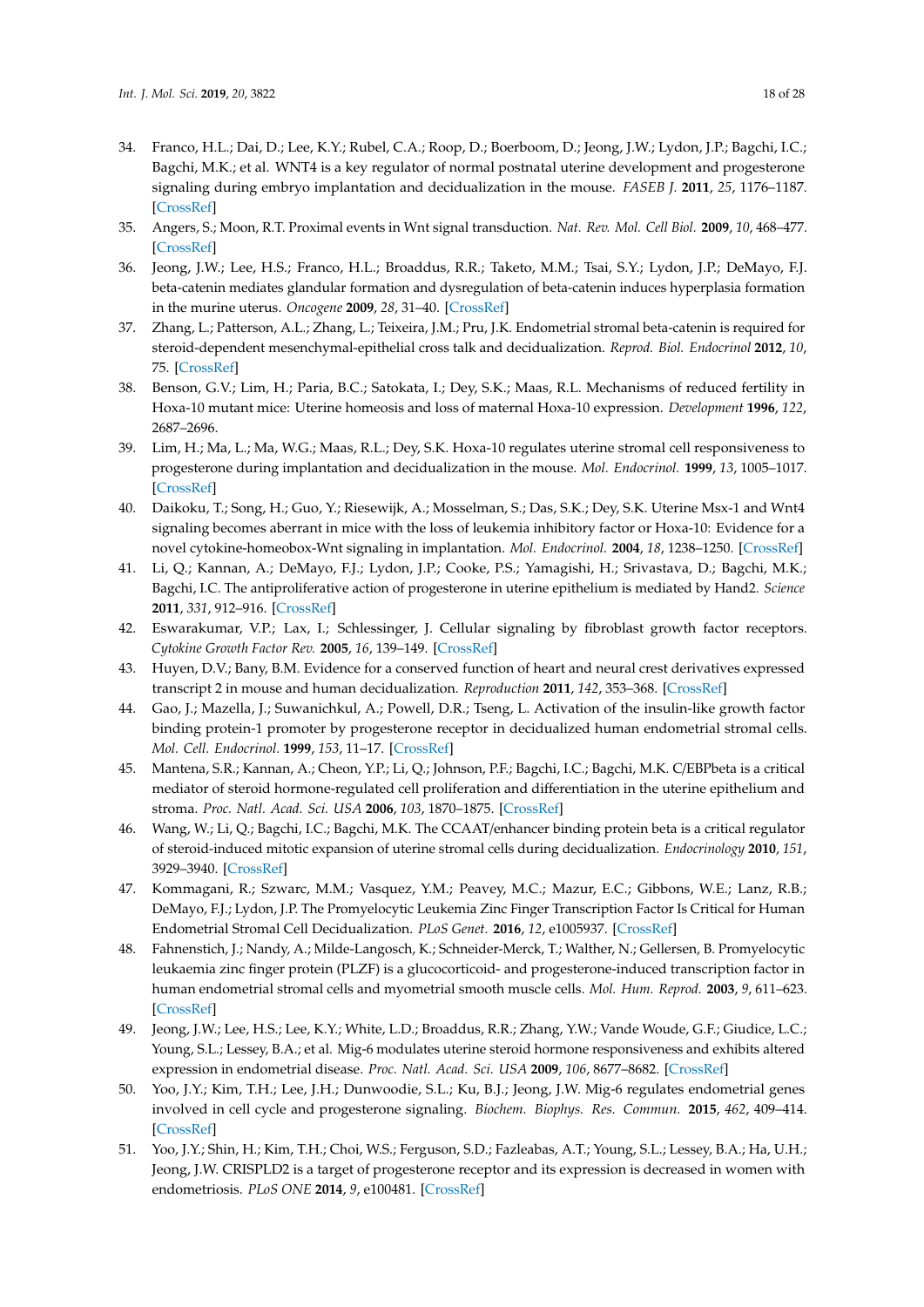34. Franco, H.L.; Dai, D.; Lee, K.Y.; Rubel, C.A.; Roop, D.; Boerboom, D.; Jeong, J.W.; Lydon, J.P.; Bagchi, I.C.; Bagchi, M.K.; et al. WNT4 is a key regulator of normal postnatal uterine development and progesterone signaling during embryo implantation and decidualization in the mouse. *FASEB J.* **2011**, *25*, 1176–1187. [CrossRef]
35. Angers, S.; Moon, R.T. Proximal events in Wnt signal transduction. *Nat. Rev. Mol. Cell Biol.* **2009**, *10*, 468–477. [CrossRef]
36. Jeong, J.W.; Lee, H.S.; Franco, H.L.; Broaddus, R.R.; Taketo, M.M.; Tsai, S.Y.; Lydon, J.P.; DeMayo, F.J. beta-catenin mediates glandular formation and dysregulation of beta-catenin induces hyperplasia formation in the murine uterus. *Oncogene* **2009**, *28*, 31–40. [CrossRef]
37. Zhang, L.; Patterson, A.L.; Zhang, L.; Teixeira, J.M.; Pru, J.K. Endometrial stromal beta-catenin is required for steroid-dependent mesenchymal-epithelial cross talk and decidualization. *Reprod. Biol. Endocrinol* **2012**, *10*, 75. [CrossRef]
38. Benson, G.V.; Lim, H.; Paria, B.C.; Satokata, I.; Dey, S.K.; Maas, R.L. Mechanisms of reduced fertility in Hoxa-10 mutant mice: Uterine homeosis and loss of maternal Hoxa-10 expression. *Development* **1996**, *122*, 2687–2696.
39. Lim, H.; Ma, L.; Ma, W.G.; Maas, R.L.; Dey, S.K. Hoxa-10 regulates uterine stromal cell responsiveness to progesterone during implantation and decidualization in the mouse. *Mol. Endocrinol.* **1999**, *13*, 1005–1017. [CrossRef]
40. Daikoku, T.; Song, H.; Guo, Y.; Riesewijk, A.; Mosselman, S.; Das, S.K.; Dey, S.K. Uterine Msx-1 and Wnt4 signaling becomes aberrant in mice with the loss of leukemia inhibitory factor or Hoxa-10: Evidence for a novel cytokine-homeobox-Wnt signaling in implantation. *Mol. Endocrinol.* **2004**, *18*, 1238–1250. [CrossRef]
41. Li, Q.; Kannan, A.; DeMayo, F.J.; Lydon, J.P.; Cooke, P.S.; Yamagishi, H.; Srivastava, D.; Bagchi, M.K.; Bagchi, I.C. The antiproliferative action of progesterone in uterine epithelium is mediated by Hand2. *Science* **2011**, *331*, 912–916. [CrossRef]
42. Eswarakumar, V.P.; Lax, I.; Schlessinger, J. Cellular signaling by fibroblast growth factor receptors. *Cytokine Growth Factor Rev.* **2005**, *16*, 139–149. [CrossRef]
43. Huyen, D.V.; Bany, B.M. Evidence for a conserved function of heart and neural crest derivatives expressed transcript 2 in mouse and human decidualization. *Reproduction* **2011**, *142*, 353–368. [CrossRef]
44. Gao, J.; Mazella, J.; Suwanichkul, A.; Powell, D.R.; Tseng, L. Activation of the insulin-like growth factor binding protein-1 promoter by progesterone receptor in decidualized human endometrial stromal cells. *Mol. Cell. Endocrinol.* **1999**, *153*, 11–17. [CrossRef]
45. Mantena, S.R.; Kannan, A.; Cheon, Y.P.; Li, Q.; Johnson, P.F.; Bagchi, I.C.; Bagchi, M.K. C/EBPbeta is a critical mediator of steroid hormone-regulated cell proliferation and differentiation in the uterine epithelium and stroma. *Proc. Natl. Acad. Sci. USA* **2006**, *103*, 1870–1875. [CrossRef]
46. Wang, W.; Li, Q.; Bagchi, I.C.; Bagchi, M.K. The CCAAT/enhancer binding protein beta is a critical regulator of steroid-induced mitotic expansion of uterine stromal cells during decidualization. *Endocrinology* **2010**, *151*, 3929–3940. [CrossRef]
47. Kommagani, R.; Szwarc, M.M.; Vasquez, Y.M.; Peavey, M.C.; Mazur, E.C.; Gibbons, W.E.; Lanz, R.B.; DeMayo, F.J.; Lydon, J.P. The Promyelocytic Leukemia Zinc Finger Transcription Factor Is Critical for Human Endometrial Stromal Cell Decidualization. *PLoS Genet.* **2016**, *12*, e1005937. [CrossRef]
48. Fahnenstich, J.; Nandy, A.; Milde-Langosch, K.; Schneider-Merck, T.; Walther, N.; Gellersen, B. Promyelocytic leukaemia zinc finger protein (PLZF) is a glucocorticoid- and progesterone-induced transcription factor in human endometrial stromal cells and myometrial smooth muscle cells. *Mol. Hum. Reprod.* **2003**, *9*, 611–623. [CrossRef]
49. Jeong, J.W.; Lee, H.S.; Lee, K.Y.; White, L.D.; Broaddus, R.R.; Zhang, Y.W.; Vande Woude, G.F.; Giudice, L.C.; Young, S.L.; Lessey, B.A.; et al. Mig-6 modulates uterine steroid hormone responsiveness and exhibits altered expression in endometrial disease. *Proc. Natl. Acad. Sci. USA* **2009**, *106*, 8677–8682. [CrossRef]
50. Yoo, J.Y.; Kim, T.H.; Lee, J.H.; Dunwoodie, S.L.; Ku, B.J.; Jeong, J.W. Mig-6 regulates endometrial genes involved in cell cycle and progesterone signaling. *Biochem. Biophys. Res. Commun.* **2015**, *462*, 409–414. [CrossRef]
51. Yoo, J.Y.; Shin, H.; Kim, T.H.; Choi, W.S.; Ferguson, S.D.; Fazleabas, A.T.; Young, S.L.; Lessey, B.A.; Ha, U.H.; Jeong, J.W. CRISPLD2 is a target of progesterone receptor and its expression is decreased in women with endometriosis. *PLoS ONE* **2014**, *9*, e100481. [CrossRef]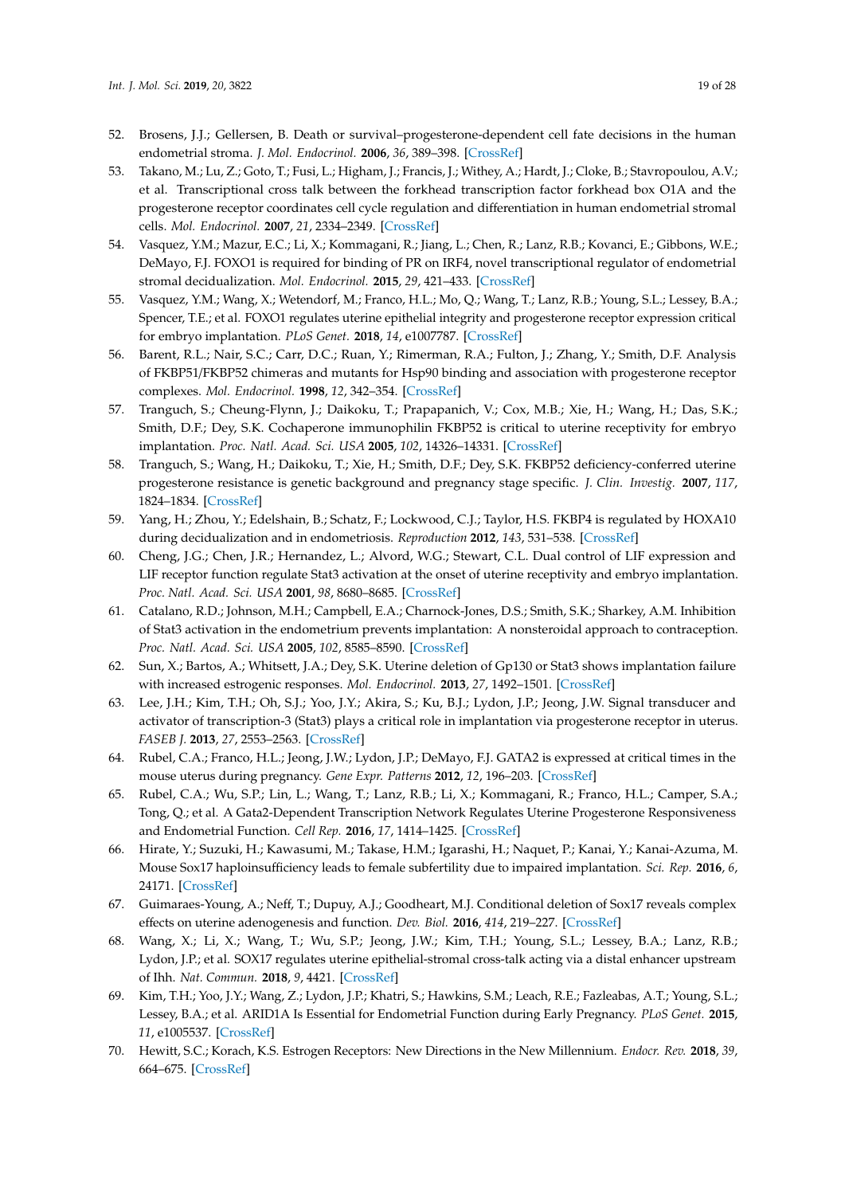52. Brosens, J.J.; Gellersen, B. Death or survival–progesterone-dependent cell fate decisions in the human endometrial stroma. *J. Mol. Endocrinol.* **2006**, *36*, 389–398. [CrossRef]
53. Takano, M.; Lu, Z.; Goto, T.; Fusi, L.; Higham, J.; Francis, J.; Withey, A.; Hardt, J.; Cloke, B.; Stavropoulou, A.V.; et al. Transcriptional cross talk between the forkhead transcription factor forkhead box O1A and the progesterone receptor coordinates cell cycle regulation and differentiation in human endometrial stromal cells. *Mol. Endocrinol.* **2007**, *21*, 2334–2349. [CrossRef]
54. Vasquez, Y.M.; Mazur, E.C.; Li, X.; Kommagani, R.; Jiang, L.; Chen, R.; Lanz, R.B.; Kovanci, E.; Gibbons, W.E.; DeMayo, F.J. FOXO1 is required for binding of PR on IRF4, novel transcriptional regulator of endometrial stromal decidualization. *Mol. Endocrinol.* **2015**, *29*, 421–433. [CrossRef]
55. Vasquez, Y.M.; Wang, X.; Wetendorf, M.; Franco, H.L.; Mo, Q.; Wang, T.; Lanz, R.B.; Young, S.L.; Lessey, B.A.; Spencer, T.E.; et al. FOXO1 regulates uterine epithelial integrity and progesterone receptor expression critical for embryo implantation. *PLoS Genet.* **2018**, *14*, e1007787. [CrossRef]
56. Barent, R.L.; Nair, S.C.; Carr, D.C.; Ruan, Y.; Rimerman, R.A.; Fulton, J.; Zhang, Y.; Smith, D.F. Analysis of FKBP51/FKBP52 chimeras and mutants for Hsp90 binding and association with progesterone receptor complexes. *Mol. Endocrinol.* **1998**, *12*, 342–354. [CrossRef]
57. Tranguch, S.; Cheung-Flynn, J.; Daikoku, T.; Prapapanich, V.; Cox, M.B.; Xie, H.; Wang, H.; Das, S.K.; Smith, D.F.; Dey, S.K. Cochaperone immunophilin FKBP52 is critical to uterine receptivity for embryo implantation. *Proc. Natl. Acad. Sci. USA* **2005**, *102*, 14326–14331. [CrossRef]
58. Tranguch, S.; Wang, H.; Daikoku, T.; Xie, H.; Smith, D.F.; Dey, S.K. FKBP52 deficiency-conferred uterine progesterone resistance is genetic background and pregnancy stage specific. *J. Clin. Investig.* **2007**, *117*, 1824–1834. [CrossRef]
59. Yang, H.; Zhou, Y.; Edelshain, B.; Schatz, F.; Lockwood, C.J.; Taylor, H.S. FKBP4 is regulated by HOXA10 during decidualization and in endometriosis. *Reproduction* **2012**, *143*, 531–538. [CrossRef]
60. Cheng, J.G.; Chen, J.R.; Hernandez, L.; Alvord, W.G.; Stewart, C.L. Dual control of LIF expression and LIF receptor function regulate Stat3 activation at the onset of uterine receptivity and embryo implantation. *Proc. Natl. Acad. Sci. USA* **2001**, *98*, 8680–8685. [CrossRef]
61. Catalano, R.D.; Johnson, M.H.; Campbell, E.A.; Charnock-Jones, D.S.; Smith, S.K.; Sharkey, A.M. Inhibition of Stat3 activation in the endometrium prevents implantation: A nonsteroidal approach to contraception. *Proc. Natl. Acad. Sci. USA* **2005**, *102*, 8585–8590. [CrossRef]
62. Sun, X.; Bartos, A.; Whitsett, J.A.; Dey, S.K. Uterine deletion of Gp130 or Stat3 shows implantation failure with increased estrogenic responses. *Mol. Endocrinol.* **2013**, *27*, 1492–1501. [CrossRef]
63. Lee, J.H.; Kim, T.H.; Oh, S.J.; Yoo, J.Y.; Akira, S.; Ku, B.J.; Lydon, J.P.; Jeong, J.W. Signal transducer and activator of transcription-3 (Stat3) plays a critical role in implantation via progesterone receptor in uterus. *FASEB J.* **2013**, *27*, 2553–2563. [CrossRef]
64. Rubel, C.A.; Franco, H.L.; Jeong, J.W.; Lydon, J.P.; DeMayo, F.J. GATA2 is expressed at critical times in the mouse uterus during pregnancy. *Gene Expr. Patterns* **2012**, *12*, 196–203. [CrossRef]
65. Rubel, C.A.; Wu, S.P.; Lin, L.; Wang, T.; Lanz, R.B.; Li, X.; Kommagani, R.; Franco, H.L.; Camper, S.A.; Tong, Q.; et al. A Gata2-Dependent Transcription Network Regulates Uterine Progesterone Responsiveness and Endometrial Function. *Cell Rep.* **2016**, *17*, 1414–1425. [CrossRef]
66. Hirate, Y.; Suzuki, H.; Kawasumi, M.; Takase, H.M.; Igarashi, H.; Naquet, P.; Kanai, Y.; Kanai-Azuma, M. Mouse Sox17 haploinsufficiency leads to female subfertility due to impaired implantation. *Sci. Rep.* **2016**, *6*, 24171. [CrossRef]
67. Guimaraes-Young, A.; Neff, T.; Dupuy, A.J.; Goodheart, M.J. Conditional deletion of Sox17 reveals complex effects on uterine adenogenesis and function. *Dev. Biol.* **2016**, *414*, 219–227. [CrossRef]
68. Wang, X.; Li, X.; Wang, T.; Wu, S.P.; Jeong, J.W.; Kim, T.H.; Young, S.L.; Lessey, B.A.; Lanz, R.B.; Lydon, J.P.; et al. SOX17 regulates uterine epithelial-stromal cross-talk acting via a distal enhancer upstream of Ihh. *Nat. Commun.* **2018**, *9*, 4421. [CrossRef]
69. Kim, T.H.; Yoo, J.Y.; Wang, Z.; Lydon, J.P.; Khatri, S.; Hawkins, S.M.; Leach, R.E.; Fazleabas, A.T.; Young, S.L.; Lessey, B.A.; et al. ARID1A Is Essential for Endometrial Function during Early Pregnancy. *PLoS Genet.* **2015**, *11*, e1005537. [CrossRef]
70. Hewitt, S.C.; Korach, K.S. Estrogen Receptors: New Directions in the New Millennium. *Endocr. Rev.* **2018**, *39*, 664–675. [CrossRef]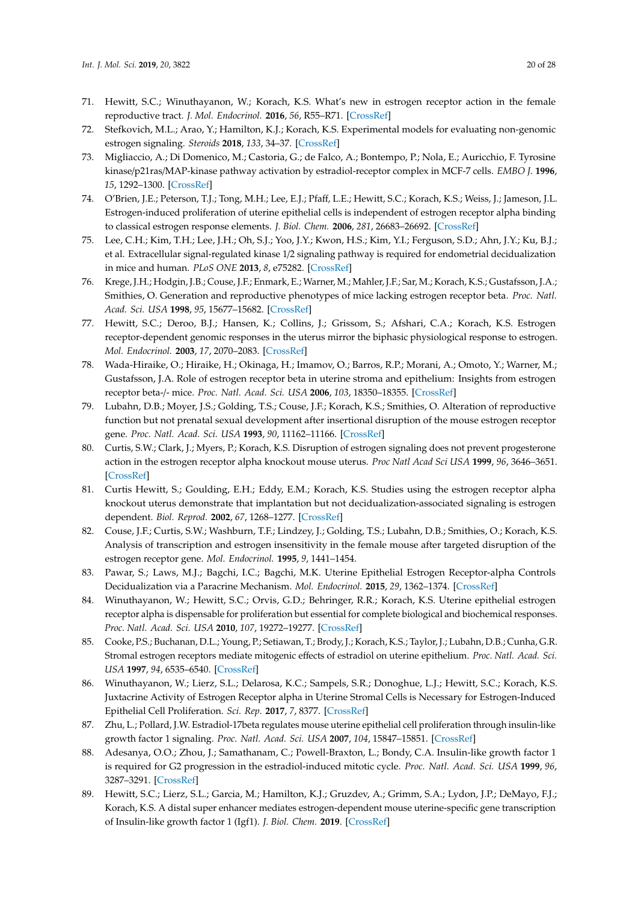71. Hewitt, S.C.; Winuthayanon, W.; Korach, K.S. What's new in estrogen receptor action in the female reproductive tract. *J. Mol. Endocrinol.* **2016**, *56*, R55–R71. [CrossRef]
72. Stefkovich, M.L.; Arao, Y.; Hamilton, K.J.; Korach, K.S. Experimental models for evaluating non-genomic estrogen signaling. *Steroids* **2018**, *133*, 34–37. [CrossRef]
73. Migliaccio, A.; Di Domenico, M.; Castoria, G.; de Falco, A.; Bontempo, P.; Nola, E.; Auricchio, F. Tyrosine kinase/p21ras/MAP-kinase pathway activation by estradiol-receptor complex in MCF-7 cells. *EMBO J.* **1996**, *15*, 1292–1300. [CrossRef]
74. O'Brien, J.E.; Peterson, T.J.; Tong, M.H.; Lee, E.J.; Pfaff, L.E.; Hewitt, S.C.; Korach, K.S.; Weiss, J.; Jameson, J.L. Estrogen-induced proliferation of uterine epithelial cells is independent of estrogen receptor alpha binding to classical estrogen response elements. *J. Biol. Chem.* **2006**, *281*, 26683–26692. [CrossRef]
75. Lee, C.H.; Kim, T.H.; Lee, J.H.; Oh, S.J.; Yoo, J.Y.; Kwon, H.S.; Kim, Y.I.; Ferguson, S.D.; Ahn, J.Y.; Ku, B.J.; et al. Extracellular signal-regulated kinase 1/2 signaling pathway is required for endometrial decidualization in mice and human. *PLoS ONE* **2013**, *8*, e75282. [CrossRef]
76. Krege, J.H.; Hodgin, J.B.; Couse, J.F.; Enmark, E.; Warner, M.; Mahler, J.F.; Sar, M.; Korach, K.S.; Gustafsson, J.A.; Smithies, O. Generation and reproductive phenotypes of mice lacking estrogen receptor beta. *Proc. Natl. Acad. Sci. USA* **1998**, *95*, 15677–15682. [CrossRef]
77. Hewitt, S.C.; Deroo, B.J.; Hansen, K.; Collins, J.; Grissom, S.; Afshari, C.A.; Korach, K.S. Estrogen receptor-dependent genomic responses in the uterus mirror the biphasic physiological response to estrogen. *Mol. Endocrinol.* **2003**, *17*, 2070–2083. [CrossRef]
78. Wada-Hiraike, O.; Hiraike, H.; Okinaga, H.; Imamov, O.; Barros, R.P.; Morani, A.; Omoto, Y.; Warner, M.; Gustafsson, J.A. Role of estrogen receptor beta in uterine stroma and epithelium: Insights from estrogen receptor beta-/- mice. *Proc. Natl. Acad. Sci. USA* **2006**, *103*, 18350–18355. [CrossRef]
79. Lubahn, D.B.; Moyer, J.S.; Golding, T.S.; Couse, J.F.; Korach, K.S.; Smithies, O. Alteration of reproductive function but not prenatal sexual development after insertional disruption of the mouse estrogen receptor gene. *Proc. Natl. Acad. Sci. USA* **1993**, *90*, 11162–11166. [CrossRef]
80. Curtis, S.W.; Clark, J.; Myers, P.; Korach, K.S. Disruption of estrogen signaling does not prevent progesterone action in the estrogen receptor alpha knockout mouse uterus. *Proc Natl Acad Sci USA* **1999**, *96*, 3646–3651. [CrossRef]
81. Curtis Hewitt, S.; Goulding, E.H.; Eddy, E.M.; Korach, K.S. Studies using the estrogen receptor alpha knockout uterus demonstrate that implantation but not decidualization-associated signaling is estrogen dependent. *Biol. Reprod.* **2002**, *67*, 1268–1277. [CrossRef]
82. Couse, J.F.; Curtis, S.W.; Washburn, T.F.; Lindzey, J.; Golding, T.S.; Lubahn, D.B.; Smithies, O.; Korach, K.S. Analysis of transcription and estrogen insensitivity in the female mouse after targeted disruption of the estrogen receptor gene. *Mol. Endocrinol.* **1995**, *9*, 1441–1454.
83. Pawar, S.; Laws, M.J.; Bagchi, I.C.; Bagchi, M.K. Uterine Epithelial Estrogen Receptor-alpha Controls Decidualization via a Paracrine Mechanism. *Mol. Endocrinol.* **2015**, *29*, 1362–1374. [CrossRef]
84. Winuthayanon, W.; Hewitt, S.C.; Orvis, G.D.; Behringer, R.R.; Korach, K.S. Uterine epithelial estrogen receptor alpha is dispensable for proliferation but essential for complete biological and biochemical responses. *Proc. Natl. Acad. Sci. USA* **2010**, *107*, 19272–19277. [CrossRef]
85. Cooke, P.S.; Buchanan, D.L.; Young, P.; Setiawan, T.; Brody, J.; Korach, K.S.; Taylor, J.; Lubahn, D.B.; Cunha, G.R. Stromal estrogen receptors mediate mitogenic effects of estradiol on uterine epithelium. *Proc. Natl. Acad. Sci. USA* **1997**, *94*, 6535–6540. [CrossRef]
86. Winuthayanon, W.; Lierz, S.L.; Delarosa, K.C.; Sampels, S.R.; Donoghue, L.J.; Hewitt, S.C.; Korach, K.S. Juxtacrine Activity of Estrogen Receptor alpha in Uterine Stromal Cells is Necessary for Estrogen-Induced Epithelial Cell Proliferation. *Sci. Rep.* **2017**, *7*, 8377. [CrossRef]
87. Zhu, L.; Pollard, J.W. Estradiol-17beta regulates mouse uterine epithelial cell proliferation through insulin-like growth factor 1 signaling. *Proc. Natl. Acad. Sci. USA* **2007**, *104*, 15847–15851. [CrossRef]
88. Adesanya, O.O.; Zhou, J.; Samathanam, C.; Powell-Braxton, L.; Bondy, C.A. Insulin-like growth factor 1 is required for G2 progression in the estradiol-induced mitotic cycle. *Proc. Natl. Acad. Sci. USA* **1999**, *96*, 3287–3291. [CrossRef]
89. Hewitt, S.C.; Lierz, S.L.; Garcia, M.; Hamilton, K.J.; Gruzdev, A.; Grimm, S.A.; Lydon, J.P.; DeMayo, F.J.; Korach, K.S. A distal super enhancer mediates estrogen-dependent mouse uterine-specific gene transcription of Insulin-like growth factor 1 (Igf1). *J. Biol. Chem.* **2019**. [CrossRef]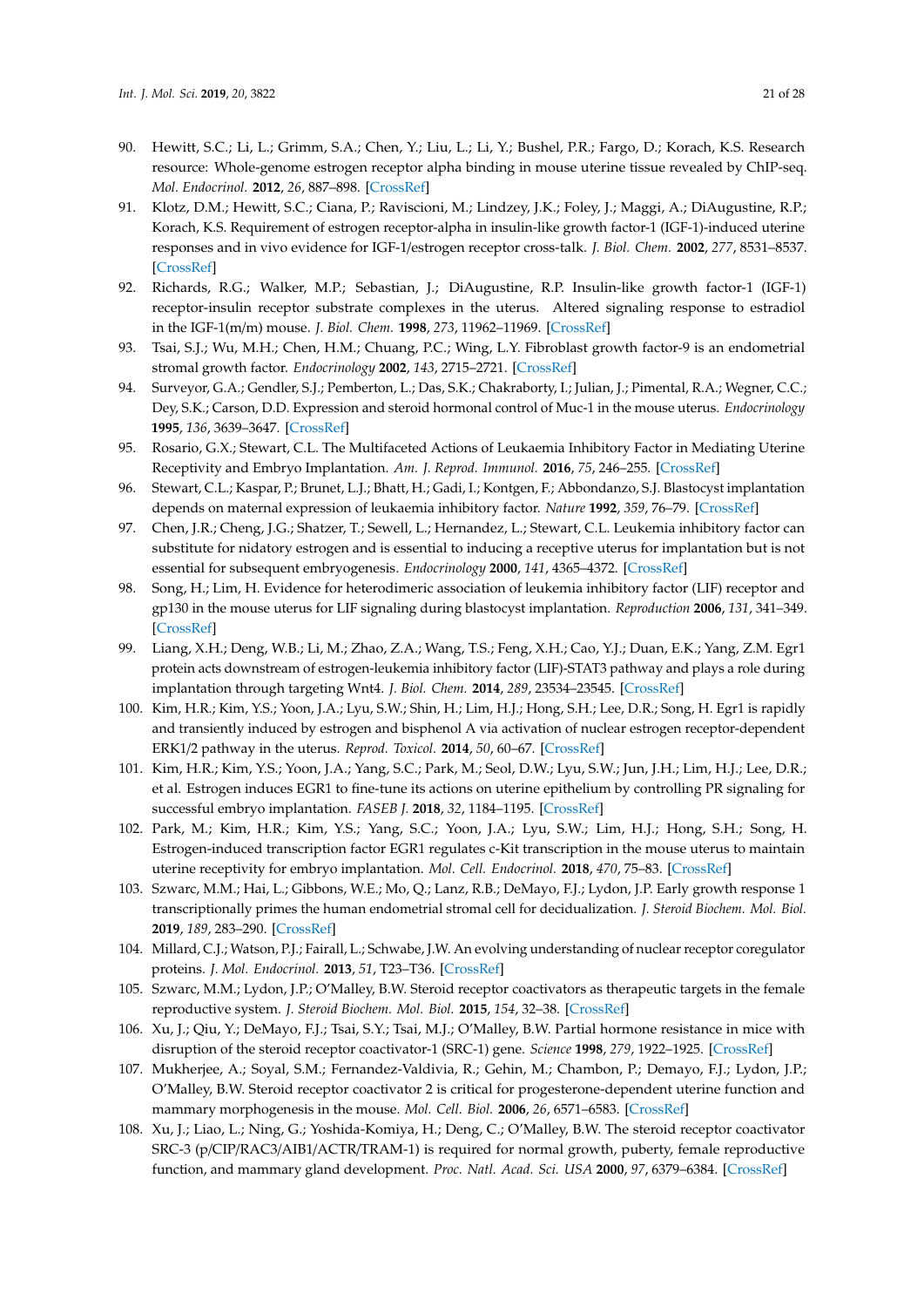90. Hewitt, S.C.; Li, L.; Grimm, S.A.; Chen, Y.; Liu, L.; Li, Y.; Bushel, P.R.; Fargo, D.; Korach, K.S. Research resource: Whole-genome estrogen receptor alpha binding in mouse uterine tissue revealed by ChIP-seq. *Mol. Endocrinol.* **2012**, *26*, 887–898. [CrossRef]
91. Klotz, D.M.; Hewitt, S.C.; Ciana, P.; Raviscioni, M.; Lindzey, J.K.; Foley, J.; Maggi, A.; DiAugustine, R.P.; Korach, K.S. Requirement of estrogen receptor-alpha in insulin-like growth factor-1 (IGF-1)-induced uterine responses and in vivo evidence for IGF-1/estrogen receptor cross-talk. *J. Biol. Chem.* **2002**, *277*, 8531–8537. [CrossRef]
92. Richards, R.G.; Walker, M.P.; Sebastian, J.; DiAugustine, R.P. Insulin-like growth factor-1 (IGF-1) receptor-insulin receptor substrate complexes in the uterus. Altered signaling response to estradiol in the IGF-1(m/m) mouse. *J. Biol. Chem.* **1998**, *273*, 11962–11969. [CrossRef]
93. Tsai, S.J.; Wu, M.H.; Chen, H.M.; Chuang, P.C.; Wing, L.Y. Fibroblast growth factor-9 is an endometrial stromal growth factor. *Endocrinology* **2002**, *143*, 2715–2721. [CrossRef]
94. Surveyor, G.A.; Gendler, S.J.; Pemberton, L.; Das, S.K.; Chakraborty, I.; Julian, J.; Pimental, R.A.; Wegner, C.C.; Dey, S.K.; Carson, D.D. Expression and steroid hormonal control of Muc-1 in the mouse uterus. *Endocrinology* **1995**, *136*, 3639–3647. [CrossRef]
95. Rosario, G.X.; Stewart, C.L. The Multifaceted Actions of Leukaemia Inhibitory Factor in Mediating Uterine Receptivity and Embryo Implantation. *Am. J. Reprod. Immunol.* **2016**, *75*, 246–255. [CrossRef]
96. Stewart, C.L.; Kaspar, P.; Brunet, L.J.; Bhatt, H.; Gadi, I.; Kontgen, F.; Abbondanzo, S.J. Blastocyst implantation depends on maternal expression of leukaemia inhibitory factor. *Nature* **1992**, *359*, 76–79. [CrossRef]
97. Chen, J.R.; Cheng, J.G.; Shatzer, T.; Sewell, L.; Hernandez, L.; Stewart, C.L. Leukemia inhibitory factor can substitute for nidatory estrogen and is essential to inducing a receptive uterus for implantation but is not essential for subsequent embryogenesis. *Endocrinology* **2000**, *141*, 4365–4372. [CrossRef]
98. Song, H.; Lim, H. Evidence for heterodimeric association of leukemia inhibitory factor (LIF) receptor and gp130 in the mouse uterus for LIF signaling during blastocyst implantation. *Reproduction* **2006**, *131*, 341–349. [CrossRef]
99. Liang, X.H.; Deng, W.B.; Li, M.; Zhao, Z.A.; Wang, T.S.; Feng, X.H.; Cao, Y.J.; Duan, E.K.; Yang, Z.M. Egr1 protein acts downstream of estrogen-leukemia inhibitory factor (LIF)-STAT3 pathway and plays a role during implantation through targeting Wnt4. *J. Biol. Chem.* **2014**, *289*, 23534–23545. [CrossRef]
100. Kim, H.R.; Kim, Y.S.; Yoon, J.A.; Lyu, S.W.; Shin, H.; Lim, H.J.; Hong, S.H.; Lee, D.R.; Song, H. Egr1 is rapidly and transiently induced by estrogen and bisphenol A via activation of nuclear estrogen receptor-dependent ERK1/2 pathway in the uterus. *Reprod. Toxicol.* **2014**, *50*, 60–67. [CrossRef]
101. Kim, H.R.; Kim, Y.S.; Yoon, J.A.; Yang, S.C.; Park, M.; Seol, D.W.; Lyu, S.W.; Jun, J.H.; Lim, H.J.; Lee, D.R.; et al. Estrogen induces EGR1 to fine-tune its actions on uterine epithelium by controlling PR signaling for successful embryo implantation. *FASEB J.* **2018**, *32*, 1184–1195. [CrossRef]
102. Park, M.; Kim, H.R.; Kim, Y.S.; Yang, S.C.; Yoon, J.A.; Lyu, S.W.; Lim, H.J.; Hong, S.H.; Song, H. Estrogen-induced transcription factor EGR1 regulates c-Kit transcription in the mouse uterus to maintain uterine receptivity for embryo implantation. *Mol. Cell. Endocrinol.* **2018**, *470*, 75–83. [CrossRef]
103. Szwarc, M.M.; Hai, L.; Gibbons, W.E.; Mo, Q.; Lanz, R.B.; DeMayo, F.J.; Lydon, J.P. Early growth response 1 transcriptionally primes the human endometrial stromal cell for decidualization. *J. Steroid Biochem. Mol. Biol.* **2019**, *189*, 283–290. [CrossRef]
104. Millard, C.J.; Watson, P.J.; Fairall, L.; Schwabe, J.W. An evolving understanding of nuclear receptor coregulator proteins. *J. Mol. Endocrinol.* **2013**, *51*, T23–T36. [CrossRef]
105. Szwarc, M.M.; Lydon, J.P.; O'Malley, B.W. Steroid receptor coactivators as therapeutic targets in the female reproductive system. *J. Steroid Biochem. Mol. Biol.* **2015**, *154*, 32–38. [CrossRef]
106. Xu, J.; Qiu, Y.; DeMayo, F.J.; Tsai, S.Y.; Tsai, M.J.; O'Malley, B.W. Partial hormone resistance in mice with disruption of the steroid receptor coactivator-1 (SRC-1) gene. *Science* **1998**, *279*, 1922–1925. [CrossRef]
107. Mukherjee, A.; Soyal, S.M.; Fernandez-Valdivia, R.; Gehin, M.; Chambon, P.; Demayo, F.J.; Lydon, J.P.; O'Malley, B.W. Steroid receptor coactivator 2 is critical for progesterone-dependent uterine function and mammary morphogenesis in the mouse. *Mol. Cell. Biol.* **2006**, *26*, 6571–6583. [CrossRef]
108. Xu, J.; Liao, L.; Ning, G.; Yoshida-Komiya, H.; Deng, C.; O'Malley, B.W. The steroid receptor coactivator SRC-3 (p/CIP/RAC3/AIB1/ACTR/TRAM-1) is required for normal growth, puberty, female reproductive function, and mammary gland development. *Proc. Natl. Acad. Sci. USA* **2000**, *97*, 6379–6384. [CrossRef]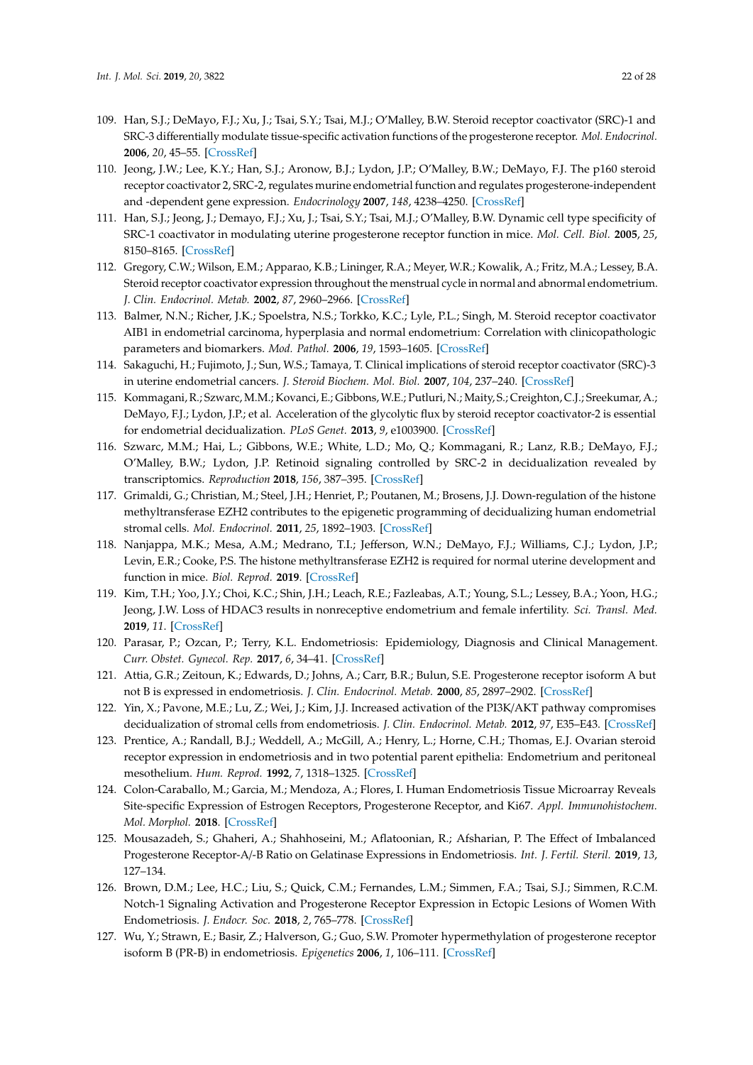109. Han, S.J.; DeMayo, F.J.; Xu, J.; Tsai, S.Y.; Tsai, M.J.; O'Malley, B.W. Steroid receptor coactivator (SRC)-1 and SRC-3 differentially modulate tissue-specific activation functions of the progesterone receptor. *Mol. Endocrinol.* **2006**, *20*, 45–55. [CrossRef]
110. Jeong, J.W.; Lee, K.Y.; Han, S.J.; Aronow, B.J.; Lydon, J.P.; O'Malley, B.W.; DeMayo, F.J. The p160 steroid receptor coactivator 2, SRC-2, regulates murine endometrial function and regulates progesterone-independent and -dependent gene expression. *Endocrinology* **2007**, *148*, 4238–4250. [CrossRef]
111. Han, S.J.; Jeong, J.; Demayo, F.J.; Xu, J.; Tsai, S.Y.; Tsai, M.J.; O'Malley, B.W. Dynamic cell type specificity of SRC-1 coactivator in modulating uterine progesterone receptor function in mice. *Mol. Cell. Biol.* **2005**, *25*, 8150–8165. [CrossRef]
112. Gregory, C.W.; Wilson, E.M.; Apparao, K.B.; Lininger, R.A.; Meyer, W.R.; Kowalik, A.; Fritz, M.A.; Lessey, B.A. Steroid receptor coactivator expression throughout the menstrual cycle in normal and abnormal endometrium. *J. Clin. Endocrinol. Metab.* **2002**, *87*, 2960–2966. [CrossRef]
113. Balmer, N.N.; Richer, J.K.; Spoelstra, N.S.; Torkko, K.C.; Lyle, P.L.; Singh, M. Steroid receptor coactivator AIB1 in endometrial carcinoma, hyperplasia and normal endometrium: Correlation with clinicopathologic parameters and biomarkers. *Mod. Pathol.* **2006**, *19*, 1593–1605. [CrossRef]
114. Sakaguchi, H.; Fujimoto, J.; Sun, W.S.; Tamaya, T. Clinical implications of steroid receptor coactivator (SRC)-3 in uterine endometrial cancers. *J. Steroid Biochem. Mol. Biol.* **2007**, *104*, 237–240. [CrossRef]
115. Kommagani, R.; Szwarc, M.M.; Kovanci, E.; Gibbons, W.E.; Putluri, N.; Maity, S.; Creighton, C.J.; Sreekumar, A.; DeMayo, F.J.; Lydon, J.P.; et al. Acceleration of the glycolytic flux by steroid receptor coactivator-2 is essential for endometrial decidualization. *PLoS Genet.* **2013**, *9*, e1003900. [CrossRef]
116. Szwarc, M.M.; Hai, L.; Gibbons, W.E.; White, L.D.; Mo, Q.; Kommagani, R.; Lanz, R.B.; DeMayo, F.J.; O'Malley, B.W.; Lydon, J.P. Retinoid signaling controlled by SRC-2 in decidualization revealed by transcriptomics. *Reproduction* **2018**, *156*, 387–395. [CrossRef]
117. Grimaldi, G.; Christian, M.; Steel, J.H.; Henriet, P.; Poutanen, M.; Brosens, J.J. Down-regulation of the histone methyltransferase EZH2 contributes to the epigenetic programming of decidualizing human endometrial stromal cells. *Mol. Endocrinol.* **2011**, *25*, 1892–1903. [CrossRef]
118. Nanjappa, M.K.; Mesa, A.M.; Medrano, T.I.; Jefferson, W.N.; DeMayo, F.J.; Williams, C.J.; Lydon, J.P.; Levin, E.R.; Cooke, P.S. The histone methyltransferase EZH2 is required for normal uterine development and function in mice. *Biol. Reprod.* **2019**. [CrossRef]
119. Kim, T.H.; Yoo, J.Y.; Choi, K.C.; Shin, J.H.; Leach, R.E.; Fazleabas, A.T.; Young, S.L.; Lessey, B.A.; Yoon, H.G.; Jeong, J.W. Loss of HDAC3 results in nonreceptive endometrium and female infertility. *Sci. Transl. Med.* **2019**, *11*. [CrossRef]
120. Parasar, P.; Ozcan, P.; Terry, K.L. Endometriosis: Epidemiology, Diagnosis and Clinical Management. *Curr. Obstet. Gynecol. Rep.* **2017**, *6*, 34–41. [CrossRef]
121. Attia, G.R.; Zeitoun, K.; Edwards, D.; Johns, A.; Carr, B.R.; Bulun, S.E. Progesterone receptor isoform A but not B is expressed in endometriosis. *J. Clin. Endocrinol. Metab.* **2000**, *85*, 2897–2902. [CrossRef]
122. Yin, X.; Pavone, M.E.; Lu, Z.; Wei, J.; Kim, J.J. Increased activation of the PI3K/AKT pathway compromises decidualization of stromal cells from endometriosis. *J. Clin. Endocrinol. Metab.* **2012**, *97*, E35–E43. [CrossRef]
123. Prentice, A.; Randall, B.J.; Weddell, A.; McGill, A.; Henry, L.; Horne, C.H.; Thomas, E.J. Ovarian steroid receptor expression in endometriosis and in two potential parent epithelia: Endometrium and peritoneal mesothelium. *Hum. Reprod.* **1992**, *7*, 1318–1325. [CrossRef]
124. Colon-Caraballo, M.; Garcia, M.; Mendoza, A.; Flores, I. Human Endometriosis Tissue Microarray Reveals Site-specific Expression of Estrogen Receptors, Progesterone Receptor, and Ki67. *Appl. Immunohistochem. Mol. Morphol.* **2018**. [CrossRef]
125. Mousazadeh, S.; Ghaheri, A.; Shahhoseini, M.; Aflatoonian, R.; Afsharian, P. The Effect of Imbalanced Progesterone Receptor-A/-B Ratio on Gelatinase Expressions in Endometriosis. *Int. J. Fertil. Steril.* **2019**, *13*, 127–134.
126. Brown, D.M.; Lee, H.C.; Liu, S.; Quick, C.M.; Fernandes, L.M.; Simmen, F.A.; Tsai, S.J.; Simmen, R.C.M. Notch-1 Signaling Activation and Progesterone Receptor Expression in Ectopic Lesions of Women With Endometriosis. *J. Endocr. Soc.* **2018**, *2*, 765–778. [CrossRef]
127. Wu, Y.; Strawn, E.; Basir, Z.; Halverson, G.; Guo, S.W. Promoter hypermethylation of progesterone receptor isoform B (PR-B) in endometriosis. *Epigenetics* **2006**, *1*, 106–111. [CrossRef]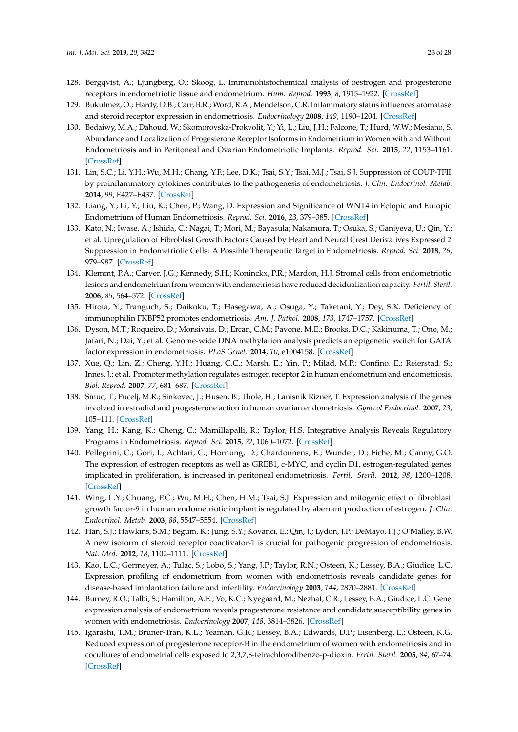128. Bergqvist, A.; Ljungberg, O.; Skoog, L. Immunohistochemical analysis of oestrogen and progesterone receptors in endometriotic tissue and endometrium. *Hum. Reprod.* **1993**, *8*, 1915–1922. [CrossRef]
129. Bukulmez, O.; Hardy, D.B.; Carr, B.R.; Word, R.A.; Mendelson, C.R. Inflammatory status influences aromatase and steroid receptor expression in endometriosis. *Endocrinology* **2008**, *149*, 1190–1204. [CrossRef]
130. Bedaiwy, M.A.; Dahoud, W.; Skomorovska-Prokvolit, Y.; Yi, L.; Liu, J.H.; Falcone, T.; Hurd, W.W.; Mesiano, S. Abundance and Localization of Progesterone Receptor Isoforms in Endometrium in Women with and Without Endometriosis and in Peritoneal and Ovarian Endometriotic Implants. *Reprod. Sci.* **2015**, *22*, 1153–1161. [CrossRef]
131. Lin, S.C.; Li, Y.H.; Wu, M.H.; Chang, Y.F.; Lee, D.K.; Tsai, S.Y.; Tsai, M.J.; Tsai, S.J. Suppression of COUP-TFII by proinflammatory cytokines contributes to the pathogenesis of endometriosis. *J. Clin. Endocrinol. Metab.* **2014**, *99*, E427–E437. [CrossRef]
132. Liang, Y.; Li, Y.; Liu, K.; Chen, P.; Wang, D. Expression and Significance of WNT4 in Ectopic and Eutopic Endometrium of Human Endometriosis. *Reprod. Sci.* **2016**, *23*, 379–385. [CrossRef]
133. Kato, N.; Iwase, A.; Ishida, C.; Nagai, T.; Mori, M.; Bayasula; Nakamura, T.; Osuka, S.; Ganiyeva, U.; Qin, Y.; et al. Upregulation of Fibroblast Growth Factors Caused by Heart and Neural Crest Derivatives Expressed 2 Suppression in Endometriotic Cells: A Possible Therapeutic Target in Endometriosis. *Reprod. Sci.* **2018**, *26*, 979–987. [CrossRef]
134. Klemmt, P.A.; Carver, J.G.; Kennedy, S.H.; Koninckx, P.R.; Mardon, H.J. Stromal cells from endometriotic lesions and endometrium from women with endometriosis have reduced decidualization capacity. *Fertil. Steril.* **2006**, *85*, 564–572. [CrossRef]
135. Hirota, Y.; Tranguch, S.; Daikoku, T.; Hasegawa, A.; Osuga, Y.; Taketani, Y.; Dey, S.K. Deficiency of immunophilin FKBP52 promotes endometriosis. *Am. J. Pathol.* **2008**, *173*, 1747–1757. [CrossRef]
136. Dyson, M.T.; Roqueiro, D.; Monsivais, D.; Ercan, C.M.; Pavone, M.E.; Brooks, D.C.; Kakinuma, T.; Ono, M.; Jafari, N.; Dai, Y.; et al. Genome-wide DNA methylation analysis predicts an epigenetic switch for GATA factor expression in endometriosis. *PLoS Genet.* **2014**, *10*, e1004158. [CrossRef]
137. Xue, Q.; Lin, Z.; Cheng, Y.H.; Huang, C.C.; Marsh, E.; Yin, P.; Milad, M.P.; Confino, E.; Reierstad, S.; Innes, J.; et al. Promoter methylation regulates estrogen receptor 2 in human endometrium and endometriosis. *Biol. Reprod.* **2007**, *77*, 681–687. [CrossRef]
138. Smuc, T.; Pucelj, M.R.; Sinkovec, J.; Husen, B.; Thole, H.; Lanisnik Rizner, T. Expression analysis of the genes involved in estradiol and progesterone action in human ovarian endometriosis. *Gynecol Endocrinol.* **2007**, *23*, 105–111. [CrossRef]
139. Yang, H.; Kang, K.; Cheng, C.; Mamillapalli, R.; Taylor, H.S. Integrative Analysis Reveals Regulatory Programs in Endometriosis. *Reprod. Sci.* **2015**, *22*, 1060–1072. [CrossRef]
140. Pellegrini, C.; Gori, I.; Achtari, C.; Hornung, D.; Chardonnens, E.; Wunder, D.; Fiche, M.; Canny, G.O. The expression of estrogen receptors as well as GREB1, c-MYC, and cyclin D1, estrogen-regulated genes implicated in proliferation, is increased in peritoneal endometriosis. *Fertil. Steril.* **2012**, *98*, 1200–1208. [CrossRef]
141. Wing, L.Y.; Chuang, P.C.; Wu, M.H.; Chen, H.M.; Tsai, S.J. Expression and mitogenic effect of fibroblast growth factor-9 in human endometriotic implant is regulated by aberrant production of estrogen. *J. Clin. Endocrinol. Metab.* **2003**, *88*, 5547–5554. [CrossRef]
142. Han, S.J.; Hawkins, S.M.; Begum, K.; Jung, S.Y.; Kovanci, E.; Qin, J.; Lydon, J.P.; DeMayo, F.J.; O'Malley, B.W. A new isoform of steroid receptor coactivator-1 is crucial for pathogenic progression of endometriosis. *Nat. Med.* **2012**, *18*, 1102–1111. [CrossRef]
143. Kao, L.C.; Germeyer, A.; Tulac, S.; Lobo, S.; Yang, J.P.; Taylor, R.N.; Osteen, K.; Lessey, B.A.; Giudice, L.C. Expression profiling of endometrium from women with endometriosis reveals candidate genes for disease-based implantation failure and infertility. *Endocrinology* **2003**, *144*, 2870–2881. [CrossRef]
144. Burney, R.O.; Talbi, S.; Hamilton, A.E.; Vo, K.C.; Nyegaard, M.; Nezhat, C.R.; Lessey, B.A.; Giudice, L.C. Gene expression analysis of endometrium reveals progesterone resistance and candidate susceptibility genes in women with endometriosis. *Endocrinology* **2007**, *148*, 3814–3826. [CrossRef]
145. Igarashi, T.M.; Bruner-Tran, K.L.; Yeaman, G.R.; Lessey, B.A.; Edwards, D.P.; Eisenberg, E.; Osteen, K.G. Reduced expression of progesterone receptor-B in the endometrium of women with endometriosis and in cocultures of endometrial cells exposed to 2,3,7,8-tetrachlorodibenzo-p-dioxin. *Fertil. Steril.* **2005**, *84*, 67–74. [CrossRef]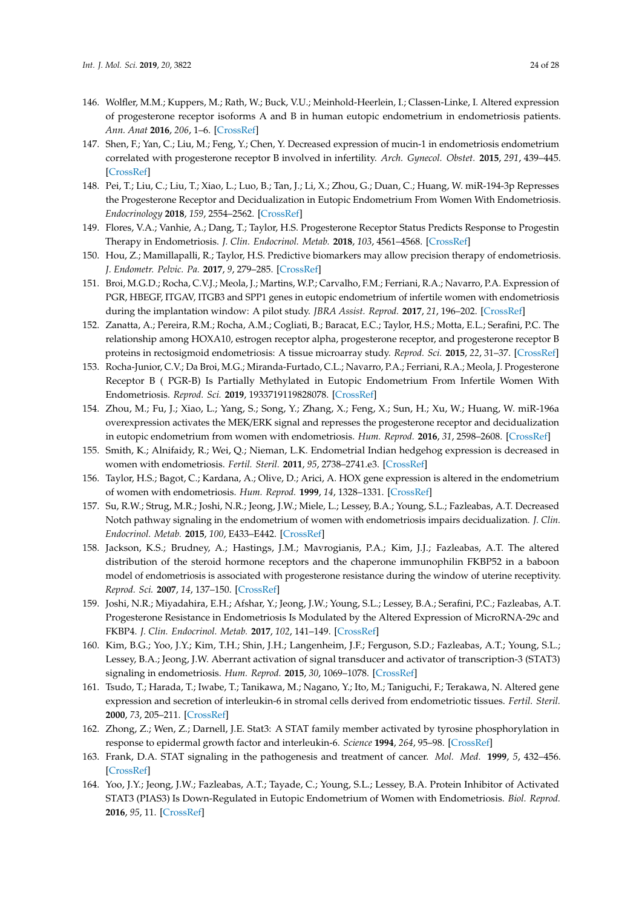146. Wolfler, M.M.; Kuppers, M.; Rath, W.; Buck, V.U.; Meinhold-Heerlein, I.; Classen-Linke, I. Altered expression of progesterone receptor isoforms A and B in human eutopic endometrium in endometriosis patients. *Ann. Anat* **2016**, *206*, 1–6. [CrossRef]
147. Shen, F.; Yan, C.; Liu, M.; Feng, Y.; Chen, Y. Decreased expression of mucin-1 in endometriosis endometrium correlated with progesterone receptor B involved in infertility. *Arch. Gynecol. Obstet.* **2015**, *291*, 439–445. [CrossRef]
148. Pei, T.; Liu, C.; Liu, T.; Xiao, L.; Luo, B.; Tan, J.; Li, X.; Zhou, G.; Duan, C.; Huang, W. miR-194-3p Represses the Progesterone Receptor and Decidualization in Eutopic Endometrium From Women With Endometriosis. *Endocrinology* **2018**, *159*, 2554–2562. [CrossRef]
149. Flores, V.A.; Vanhie, A.; Dang, T.; Taylor, H.S. Progesterone Receptor Status Predicts Response to Progestin Therapy in Endometriosis. *J. Clin. Endocrinol. Metab.* **2018**, *103*, 4561–4568. [CrossRef]
150. Hou, Z.; Mamillapalli, R.; Taylor, H.S. Predictive biomarkers may allow precision therapy of endometriosis. *J. Endometr. Pelvic. Pa.* **2017**, *9*, 279–285. [CrossRef]
151. Broi, M.G.D.; Rocha, C.V.J.; Meola, J.; Martins, W.P.; Carvalho, F.M.; Ferriani, R.A.; Navarro, P.A. Expression of PGR, HBEGF, ITGAV, ITGB3 and SPP1 genes in eutopic endometrium of infertile women with endometriosis during the implantation window: A pilot study. *JBRA Assist. Reprod.* **2017**, *21*, 196–202. [CrossRef]
152. Zanatta, A.; Pereira, R.M.; Rocha, A.M.; Cogliati, B.; Baracat, E.C.; Taylor, H.S.; Motta, E.L.; Serafini, P.C. The relationship among HOXA10, estrogen receptor alpha, progesterone receptor, and progesterone receptor B proteins in rectosigmoid endometriosis: A tissue microarray study. *Reprod. Sci.* **2015**, *22*, 31–37. [CrossRef]
153. Rocha-Junior, C.V.; Da Broi, M.G.; Miranda-Furtado, C.L.; Navarro, P.A.; Ferriani, R.A.; Meola, J. Progesterone Receptor B ( PGR-B) Is Partially Methylated in Eutopic Endometrium From Infertile Women With Endometriosis. *Reprod. Sci.* **2019**, 1933719119828078. [CrossRef]
154. Zhou, M.; Fu, J.; Xiao, L.; Yang, S.; Song, Y.; Zhang, X.; Feng, X.; Sun, H.; Xu, W.; Huang, W. miR-196a overexpression activates the MEK/ERK signal and represses the progesterone receptor and decidualization in eutopic endometrium from women with endometriosis. *Hum. Reprod.* **2016**, *31*, 2598–2608. [CrossRef]
155. Smith, K.; Alnifaidy, R.; Wei, Q.; Nieman, L.K. Endometrial Indian hedgehog expression is decreased in women with endometriosis. *Fertil. Steril.* **2011**, *95*, 2738–2741.e3. [CrossRef]
156. Taylor, H.S.; Bagot, C.; Kardana, A.; Olive, D.; Arici, A. HOX gene expression is altered in the endometrium of women with endometriosis. *Hum. Reprod.* **1999**, *14*, 1328–1331. [CrossRef]
157. Su, R.W.; Strug, M.R.; Joshi, N.R.; Jeong, J.W.; Miele, L.; Lessey, B.A.; Young, S.L.; Fazleabas, A.T. Decreased Notch pathway signaling in the endometrium of women with endometriosis impairs decidualization. *J. Clin. Endocrinol. Metab.* **2015**, *100*, E433–E442. [CrossRef]
158. Jackson, K.S.; Brudney, A.; Hastings, J.M.; Mavrogianis, P.A.; Kim, J.J.; Fazleabas, A.T. The altered distribution of the steroid hormone receptors and the chaperone immunophilin FKBP52 in a baboon model of endometriosis is associated with progesterone resistance during the window of uterine receptivity. *Reprod. Sci.* **2007**, *14*, 137–150. [CrossRef]
159. Joshi, N.R.; Miyadahira, E.H.; Afshar, Y.; Jeong, J.W.; Young, S.L.; Lessey, B.A.; Serafini, P.C.; Fazleabas, A.T. Progesterone Resistance in Endometriosis Is Modulated by the Altered Expression of MicroRNA-29c and FKBP4. *J. Clin. Endocrinol. Metab.* **2017**, *102*, 141–149. [CrossRef]
160. Kim, B.G.; Yoo, J.Y.; Kim, T.H.; Shin, J.H.; Langenheim, J.F.; Ferguson, S.D.; Fazleabas, A.T.; Young, S.L.; Lessey, B.A.; Jeong, J.W. Aberrant activation of signal transducer and activator of transcription-3 (STAT3) signaling in endometriosis. *Hum. Reprod.* **2015**, *30*, 1069–1078. [CrossRef]
161. Tsudo, T.; Harada, T.; Iwabe, T.; Tanikawa, M.; Nagano, Y.; Ito, M.; Taniguchi, F.; Terakawa, N. Altered gene expression and secretion of interleukin-6 in stromal cells derived from endometriotic tissues. *Fertil. Steril.* **2000**, *73*, 205–211. [CrossRef]
162. Zhong, Z.; Wen, Z.; Darnell, J.E. Stat3: A STAT family member activated by tyrosine phosphorylation in response to epidermal growth factor and interleukin-6. *Science* **1994**, *264*, 95–98. [CrossRef]
163. Frank, D.A. STAT signaling in the pathogenesis and treatment of cancer. *Mol. Med.* **1999**, *5*, 432–456. [CrossRef]
164. Yoo, J.Y.; Jeong, J.W.; Fazleabas, A.T.; Tayade, C.; Young, S.L.; Lessey, B.A. Protein Inhibitor of Activated STAT3 (PIAS3) Is Down-Regulated in Eutopic Endometrium of Women with Endometriosis. *Biol. Reprod.* **2016**, *95*, 11. [CrossRef]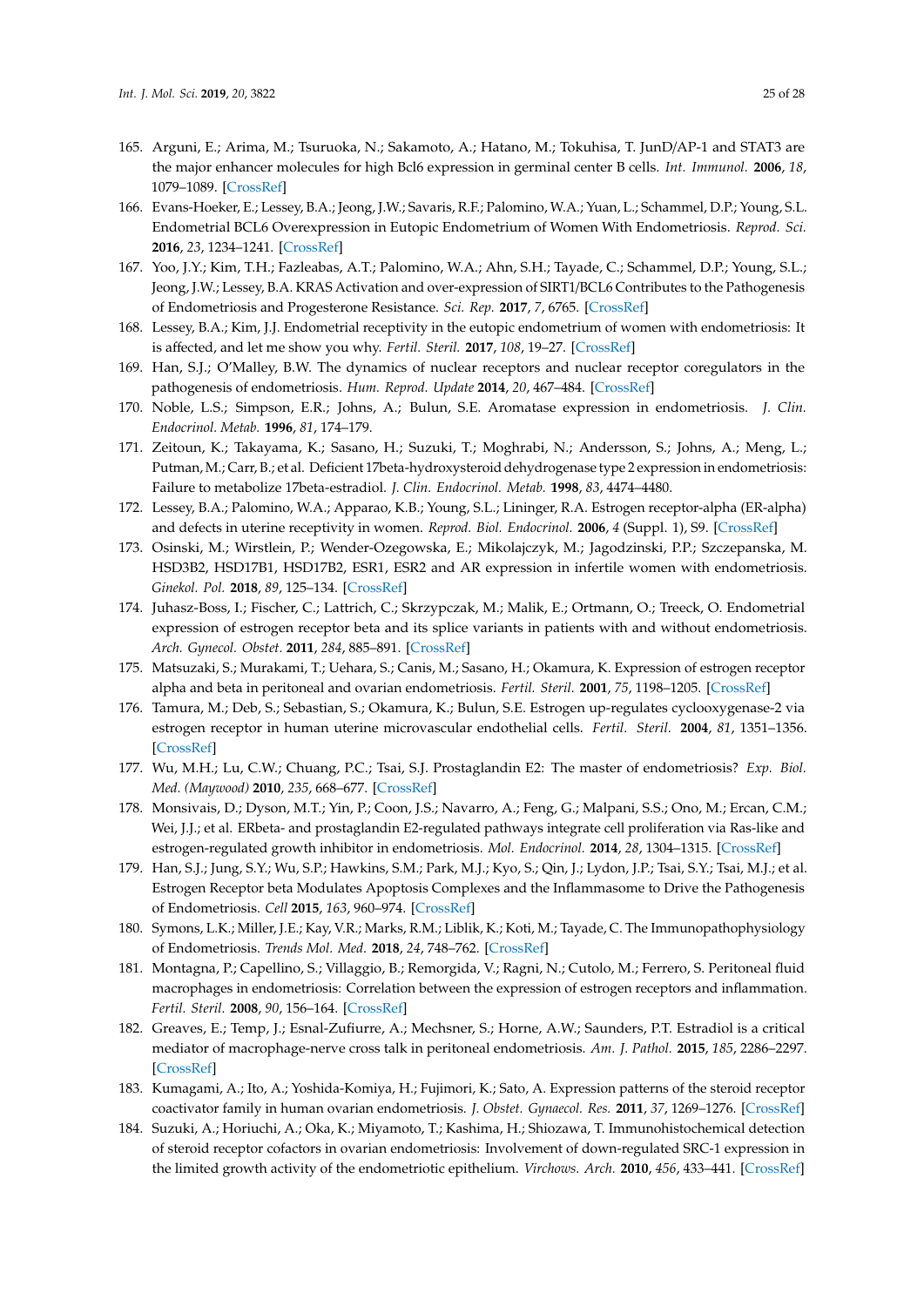165. Arguni, E.; Arima, M.; Tsuruoka, N.; Sakamoto, A.; Hatano, M.; Tokuhisa, T. JunD/AP-1 and STAT3 are the major enhancer molecules for high Bcl6 expression in germinal center B cells. *Int. Immunol.* **2006**, *18*, 1079–1089. [CrossRef]
166. Evans-Hoeker, E.; Lessey, B.A.; Jeong, J.W.; Savaris, R.F.; Palomino, W.A.; Yuan, L.; Schammel, D.P.; Young, S.L. Endometrial BCL6 Overexpression in Eutopic Endometrium of Women With Endometriosis. *Reprod. Sci.* **2016**, *23*, 1234–1241. [CrossRef]
167. Yoo, J.Y.; Kim, T.H.; Fazleabas, A.T.; Palomino, W.A.; Ahn, S.H.; Tayade, C.; Schammel, D.P.; Young, S.L.; Jeong, J.W.; Lessey, B.A. KRAS Activation and over-expression of SIRT1/BCL6 Contributes to the Pathogenesis of Endometriosis and Progesterone Resistance. *Sci. Rep.* **2017**, *7*, 6765. [CrossRef]
168. Lessey, B.A.; Kim, J.J. Endometrial receptivity in the eutopic endometrium of women with endometriosis: It is affected, and let me show you why. *Fertil. Steril.* **2017**, *108*, 19–27. [CrossRef]
169. Han, S.J.; O'Malley, B.W. The dynamics of nuclear receptors and nuclear receptor coregulators in the pathogenesis of endometriosis. *Hum. Reprod. Update* **2014**, *20*, 467–484. [CrossRef]
170. Noble, L.S.; Simpson, E.R.; Johns, A.; Bulun, S.E. Aromatase expression in endometriosis. *J. Clin. Endocrinol. Metab.* **1996**, *81*, 174–179.
171. Zeitoun, K.; Takayama, K.; Sasano, H.; Suzuki, T.; Moghrabi, N.; Andersson, S.; Johns, A.; Meng, L.; Putman, M.; Carr, B.; et al. Deficient 17beta-hydroxysteroid dehydrogenase type 2 expression in endometriosis: Failure to metabolize 17beta-estradiol. *J. Clin. Endocrinol. Metab.* **1998**, *83*, 4474–4480.
172. Lessey, B.A.; Palomino, W.A.; Apparao, K.B.; Young, S.L.; Lininger, R.A. Estrogen receptor-alpha (ER-alpha) and defects in uterine receptivity in women. *Reprod. Biol. Endocrinol.* **2006**, *4* (Suppl. 1), S9. [CrossRef]
173. Osinski, M.; Wirstlein, P.; Wender-Ozegowska, E.; Mikolajczyk, M.; Jagodzinski, P.P.; Szczepanska, M. HSD3B2, HSD17B1, HSD17B2, ESR1, ESR2 and AR expression in infertile women with endometriosis. *Ginekol. Pol.* **2018**, *89*, 125–134. [CrossRef]
174. Juhasz-Boss, I.; Fischer, C.; Lattrich, C.; Skrzypczak, M.; Malik, E.; Ortmann, O.; Treeck, O. Endometrial expression of estrogen receptor beta and its splice variants in patients with and without endometriosis. *Arch. Gynecol. Obstet.* **2011**, *284*, 885–891. [CrossRef]
175. Matsuzaki, S.; Murakami, T.; Uehara, S.; Canis, M.; Sasano, H.; Okamura, K. Expression of estrogen receptor alpha and beta in peritoneal and ovarian endometriosis. *Fertil. Steril.* **2001**, *75*, 1198–1205. [CrossRef]
176. Tamura, M.; Deb, S.; Sebastian, S.; Okamura, K.; Bulun, S.E. Estrogen up-regulates cyclooxygenase-2 via estrogen receptor in human uterine microvascular endothelial cells. *Fertil. Steril.* **2004**, *81*, 1351–1356. [CrossRef]
177. Wu, M.H.; Lu, C.W.; Chuang, P.C.; Tsai, S.J. Prostaglandin E2: The master of endometriosis? *Exp. Biol. Med. (Maywood)* **2010**, *235*, 668–677. [CrossRef]
178. Monsivais, D.; Dyson, M.T.; Yin, P.; Coon, J.S.; Navarro, A.; Feng, G.; Malpani, S.S.; Ono, M.; Ercan, C.M.; Wei, J.J.; et al. ERbeta- and prostaglandin E2-regulated pathways integrate cell proliferation via Ras-like and estrogen-regulated growth inhibitor in endometriosis. *Mol. Endocrinol.* **2014**, *28*, 1304–1315. [CrossRef]
179. Han, S.J.; Jung, S.Y.; Wu, S.P.; Hawkins, S.M.; Park, M.J.; Kyo, S.; Qin, J.; Lydon, J.P.; Tsai, S.Y.; Tsai, M.J.; et al. Estrogen Receptor beta Modulates Apoptosis Complexes and the Inflammasome to Drive the Pathogenesis of Endometriosis. *Cell* **2015**, *163*, 960–974. [CrossRef]
180. Symons, L.K.; Miller, J.E.; Kay, V.R.; Marks, R.M.; Liblik, K.; Koti, M.; Tayade, C. The Immunopathophysiology of Endometriosis. *Trends Mol. Med.* **2018**, *24*, 748–762. [CrossRef]
181. Montagna, P.; Capellino, S.; Villaggio, B.; Remorgida, V.; Ragni, N.; Cutolo, M.; Ferrero, S. Peritoneal fluid macrophages in endometriosis: Correlation between the expression of estrogen receptors and inflammation. *Fertil. Steril.* **2008**, *90*, 156–164. [CrossRef]
182. Greaves, E.; Temp, J.; Esnal-Zufiurre, A.; Mechsner, S.; Horne, A.W.; Saunders, P.T. Estradiol is a critical mediator of macrophage-nerve cross talk in peritoneal endometriosis. *Am. J. Pathol.* **2015**, *185*, 2286–2297. [CrossRef]
183. Kumagami, A.; Ito, A.; Yoshida-Komiya, H.; Fujimori, K.; Sato, A. Expression patterns of the steroid receptor coactivator family in human ovarian endometriosis. *J. Obstet. Gynaecol. Res.* **2011**, *37*, 1269–1276. [CrossRef]
184. Suzuki, A.; Horiuchi, A.; Oka, K.; Miyamoto, T.; Kashima, H.; Shiozawa, T. Immunohistochemical detection of steroid receptor cofactors in ovarian endometriosis: Involvement of down-regulated SRC-1 expression in the limited growth activity of the endometriotic epithelium. *Virchows. Arch.* **2010**, *456*, 433–441. [CrossRef]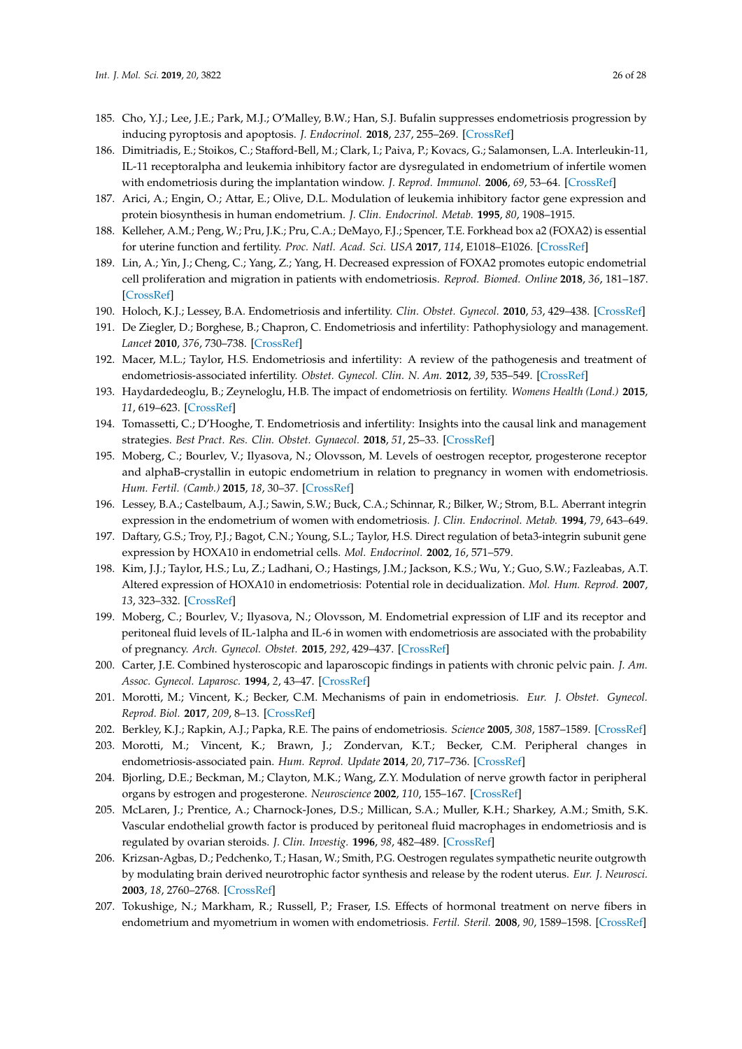185. Cho, Y.J.; Lee, J.E.; Park, M.J.; O'Malley, B.W.; Han, S.J. Bufalin suppresses endometriosis progression by inducing pyroptosis and apoptosis. *J. Endocrinol.* **2018**, *237*, 255–269. [CrossRef]
186. Dimitriadis, E.; Stoikos, C.; Stafford-Bell, M.; Clark, I.; Paiva, P.; Kovacs, G.; Salamonsen, L.A. Interleukin-11, IL-11 receptoralpha and leukemia inhibitory factor are dysregulated in endometrium of infertile women with endometriosis during the implantation window. *J. Reprod. Immunol.* **2006**, *69*, 53–64. [CrossRef]
187. Arici, A.; Engin, O.; Attar, E.; Olive, D.L. Modulation of leukemia inhibitory factor gene expression and protein biosynthesis in human endometrium. *J. Clin. Endocrinol. Metab.* **1995**, *80*, 1908–1915.
188. Kelleher, A.M.; Peng, W.; Pru, J.K.; Pru, C.A.; DeMayo, F.J.; Spencer, T.E. Forkhead box a2 (FOXA2) is essential for uterine function and fertility. *Proc. Natl. Acad. Sci. USA* **2017**, *114*, E1018–E1026. [CrossRef]
189. Lin, A.; Yin, J.; Cheng, C.; Yang, Z.; Yang, H. Decreased expression of FOXA2 promotes eutopic endometrial cell proliferation and migration in patients with endometriosis. *Reprod. Biomed. Online* **2018**, *36*, 181–187. [CrossRef]
190. Holoch, K.J.; Lessey, B.A. Endometriosis and infertility. *Clin. Obstet. Gynecol.* **2010**, *53*, 429–438. [CrossRef]
191. De Ziegler, D.; Borghese, B.; Chapron, C. Endometriosis and infertility: Pathophysiology and management. *Lancet* **2010**, *376*, 730–738. [CrossRef]
192. Macer, M.L.; Taylor, H.S. Endometriosis and infertility: A review of the pathogenesis and treatment of endometriosis-associated infertility. *Obstet. Gynecol. Clin. N. Am.* **2012**, *39*, 535–549. [CrossRef]
193. Haydardedeoglu, B.; Zeyneloglu, H.B. The impact of endometriosis on fertility. *Womens Health (Lond.)* **2015**, *11*, 619–623. [CrossRef]
194. Tomassetti, C.; D'Hooghe, T. Endometriosis and infertility: Insights into the causal link and management strategies. *Best Pract. Res. Clin. Obstet. Gynaecol.* **2018**, *51*, 25–33. [CrossRef]
195. Moberg, C.; Bourlev, V.; Ilyasova, N.; Olovsson, M. Levels of oestrogen receptor, progesterone receptor and alphaB-crystallin in eutopic endometrium in relation to pregnancy in women with endometriosis. *Hum. Fertil. (Camb.)* **2015**, *18*, 30–37. [CrossRef]
196. Lessey, B.A.; Castelbaum, A.J.; Sawin, S.W.; Buck, C.A.; Schinnar, R.; Bilker, W.; Strom, B.L. Aberrant integrin expression in the endometrium of women with endometriosis. *J. Clin. Endocrinol. Metab.* **1994**, *79*, 643–649.
197. Daftary, G.S.; Troy, P.J.; Bagot, C.N.; Young, S.L.; Taylor, H.S. Direct regulation of beta3-integrin subunit gene expression by HOXA10 in endometrial cells. *Mol. Endocrinol.* **2002**, *16*, 571–579.
198. Kim, J.J.; Taylor, H.S.; Lu, Z.; Ladhani, O.; Hastings, J.M.; Jackson, K.S.; Wu, Y.; Guo, S.W.; Fazleabas, A.T. Altered expression of HOXA10 in endometriosis: Potential role in decidualization. *Mol. Hum. Reprod.* **2007**, *13*, 323–332. [CrossRef]
199. Moberg, C.; Bourlev, V.; Ilyasova, N.; Olovsson, M. Endometrial expression of LIF and its receptor and peritoneal fluid levels of IL-1alpha and IL-6 in women with endometriosis are associated with the probability of pregnancy. *Arch. Gynecol. Obstet.* **2015**, *292*, 429–437. [CrossRef]
200. Carter, J.E. Combined hysteroscopic and laparoscopic findings in patients with chronic pelvic pain. *J. Am. Assoc. Gynecol. Laparosc.* **1994**, *2*, 43–47. [CrossRef]
201. Morotti, M.; Vincent, K.; Becker, C.M. Mechanisms of pain in endometriosis. *Eur. J. Obstet. Gynecol. Reprod. Biol.* **2017**, *209*, 8–13. [CrossRef]
202. Berkley, K.J.; Rapkin, A.J.; Papka, R.E. The pains of endometriosis. *Science* **2005**, *308*, 1587–1589. [CrossRef]
203. Morotti, M.; Vincent, K.; Brawn, J.; Zondervan, K.T.; Becker, C.M. Peripheral changes in endometriosis-associated pain. *Hum. Reprod. Update* **2014**, *20*, 717–736. [CrossRef]
204. Bjorling, D.E.; Beckman, M.; Clayton, M.K.; Wang, Z.Y. Modulation of nerve growth factor in peripheral organs by estrogen and progesterone. *Neuroscience* **2002**, *110*, 155–167. [CrossRef]
205. McLaren, J.; Prentice, A.; Charnock-Jones, D.S.; Millican, S.A.; Muller, K.H.; Sharkey, A.M.; Smith, S.K. Vascular endothelial growth factor is produced by peritoneal fluid macrophages in endometriosis and is regulated by ovarian steroids. *J. Clin. Investig.* **1996**, *98*, 482–489. [CrossRef]
206. Krizsan-Agbas, D.; Pedchenko, T.; Hasan, W.; Smith, P.G. Oestrogen regulates sympathetic neurite outgrowth by modulating brain derived neurotrophic factor synthesis and release by the rodent uterus. *Eur. J. Neurosci.* **2003**, *18*, 2760–2768. [CrossRef]
207. Tokushige, N.; Markham, R.; Russell, P.; Fraser, I.S. Effects of hormonal treatment on nerve fibers in endometrium and myometrium in women with endometriosis. *Fertil. Steril.* **2008**, *90*, 1589–1598. [CrossRef]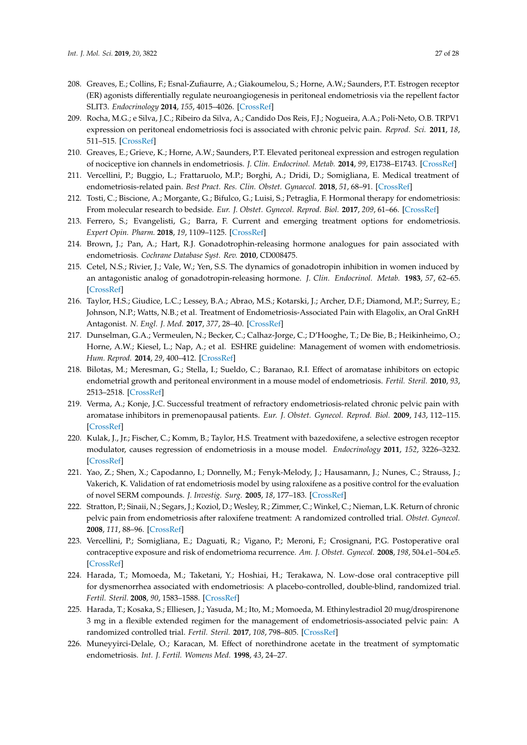208. Greaves, E.; Collins, F.; Esnal-Zufiaurre, A.; Giakoumelou, S.; Horne, A.W.; Saunders, P.T. Estrogen receptor (ER) agonists differentially regulate neuroangiogenesis in peritoneal endometriosis via the repellent factor SLIT3. *Endocrinology* **2014**, *155*, 4015–4026. [CrossRef]
209. Rocha, M.G.; e Silva, J.C.; Ribeiro da Silva, A.; Candido Dos Reis, F.J.; Nogueira, A.A.; Poli-Neto, O.B. TRPV1 expression on peritoneal endometriosis foci is associated with chronic pelvic pain. *Reprod. Sci.* **2011**, *18*, 511–515. [CrossRef]
210. Greaves, E.; Grieve, K.; Horne, A.W.; Saunders, P.T. Elevated peritoneal expression and estrogen regulation of nociceptive ion channels in endometriosis. *J. Clin. Endocrinol. Metab.* **2014**, *99*, E1738–E1743. [CrossRef]
211. Vercellini, P.; Buggio, L.; Frattaruolo, M.P.; Borghi, A.; Dridi, D.; Somigliana, E. Medical treatment of endometriosis-related pain. *Best Pract. Res. Clin. Obstet. Gynaecol.* **2018**, *51*, 68–91. [CrossRef]
212. Tosti, C.; Biscione, A.; Morgante, G.; Bifulco, G.; Luisi, S.; Petraglia, F. Hormonal therapy for endometriosis: From molecular research to bedside. *Eur. J. Obstet. Gynecol. Reprod. Biol.* **2017**, *209*, 61–66. [CrossRef]
213. Ferrero, S.; Evangelisti, G.; Barra, F. Current and emerging treatment options for endometriosis. *Expert Opin. Pharm.* **2018**, *19*, 1109–1125. [CrossRef]
214. Brown, J.; Pan, A.; Hart, R.J. Gonadotrophin-releasing hormone analogues for pain associated with endometriosis. *Cochrane Database Syst. Rev.* **2010**, CD008475.
215. Cetel, N.S.; Rivier, J.; Vale, W.; Yen, S.S. The dynamics of gonadotropin inhibition in women induced by an antagonistic analog of gonadotropin-releasing hormone. *J. Clin. Endocrinol. Metab.* **1983**, *57*, 62–65. [CrossRef]
216. Taylor, H.S.; Giudice, L.C.; Lessey, B.A.; Abrao, M.S.; Kotarski, J.; Archer, D.F.; Diamond, M.P.; Surrey, E.; Johnson, N.P.; Watts, N.B.; et al. Treatment of Endometriosis-Associated Pain with Elagolix, an Oral GnRH Antagonist. *N. Engl. J. Med.* **2017**, *377*, 28–40. [CrossRef]
217. Dunselman, G.A.; Vermeulen, N.; Becker, C.; Calhaz-Jorge, C.; D'Hooghe, T.; De Bie, B.; Heikinheimo, O.; Horne, A.W.; Kiesel, L.; Nap, A.; et al. ESHRE guideline: Management of women with endometriosis. *Hum. Reprod.* **2014**, *29*, 400–412. [CrossRef]
218. Bilotas, M.; Meresman, G.; Stella, I.; Sueldo, C.; Baranao, R.I. Effect of aromatase inhibitors on ectopic endometrial growth and peritoneal environment in a mouse model of endometriosis. *Fertil. Steril.* **2010**, *93*, 2513–2518. [CrossRef]
219. Verma, A.; Konje, J.C. Successful treatment of refractory endometriosis-related chronic pelvic pain with aromatase inhibitors in premenopausal patients. *Eur. J. Obstet. Gynecol. Reprod. Biol.* **2009**, *143*, 112–115. [CrossRef]
220. Kulak, J., Jr.; Fischer, C.; Komm, B.; Taylor, H.S. Treatment with bazedoxifene, a selective estrogen receptor modulator, causes regression of endometriosis in a mouse model. *Endocrinology* **2011**, *152*, 3226–3232. [CrossRef]
221. Yao, Z.; Shen, X.; Capodanno, I.; Donnelly, M.; Fenyk-Melody, J.; Hausamann, J.; Nunes, C.; Strauss, J.; Vakerich, K. Validation of rat endometriosis model by using raloxifene as a positive control for the evaluation of novel SERM compounds. *J. Investig. Surg.* **2005**, *18*, 177–183. [CrossRef]
222. Stratton, P.; Sinaii, N.; Segars, J.; Koziol, D.; Wesley, R.; Zimmer, C.; Winkel, C.; Nieman, L.K. Return of chronic pelvic pain from endometriosis after raloxifene treatment: A randomized controlled trial. *Obstet. Gynecol.* **2008**, *111*, 88–96. [CrossRef]
223. Vercellini, P.; Somigliana, E.; Daguati, R.; Vigano, P.; Meroni, F.; Crosignani, P.G. Postoperative oral contraceptive exposure and risk of endometrioma recurrence. *Am. J. Obstet. Gynecol.* **2008**, *198*, 504.e1–504.e5. [CrossRef]
224. Harada, T.; Momoeda, M.; Taketani, Y.; Hoshiai, H.; Terakawa, N. Low-dose oral contraceptive pill for dysmenorrhea associated with endometriosis: A placebo-controlled, double-blind, randomized trial. *Fertil. Steril.* **2008**, *90*, 1583–1588. [CrossRef]
225. Harada, T.; Kosaka, S.; Elliesen, J.; Yasuda, M.; Ito, M.; Momoeda, M. Ethinylestradiol 20 mug/drospirenone 3 mg in a flexible extended regimen for the management of endometriosis-associated pelvic pain: A randomized controlled trial. *Fertil. Steril.* **2017**, *108*, 798–805. [CrossRef]
226. Muneyyirci-Delale, O.; Karacan, M. Effect of norethindrone acetate in the treatment of symptomatic endometriosis. *Int. J. Fertil. Womens Med.* **1998**, *43*, 24–27.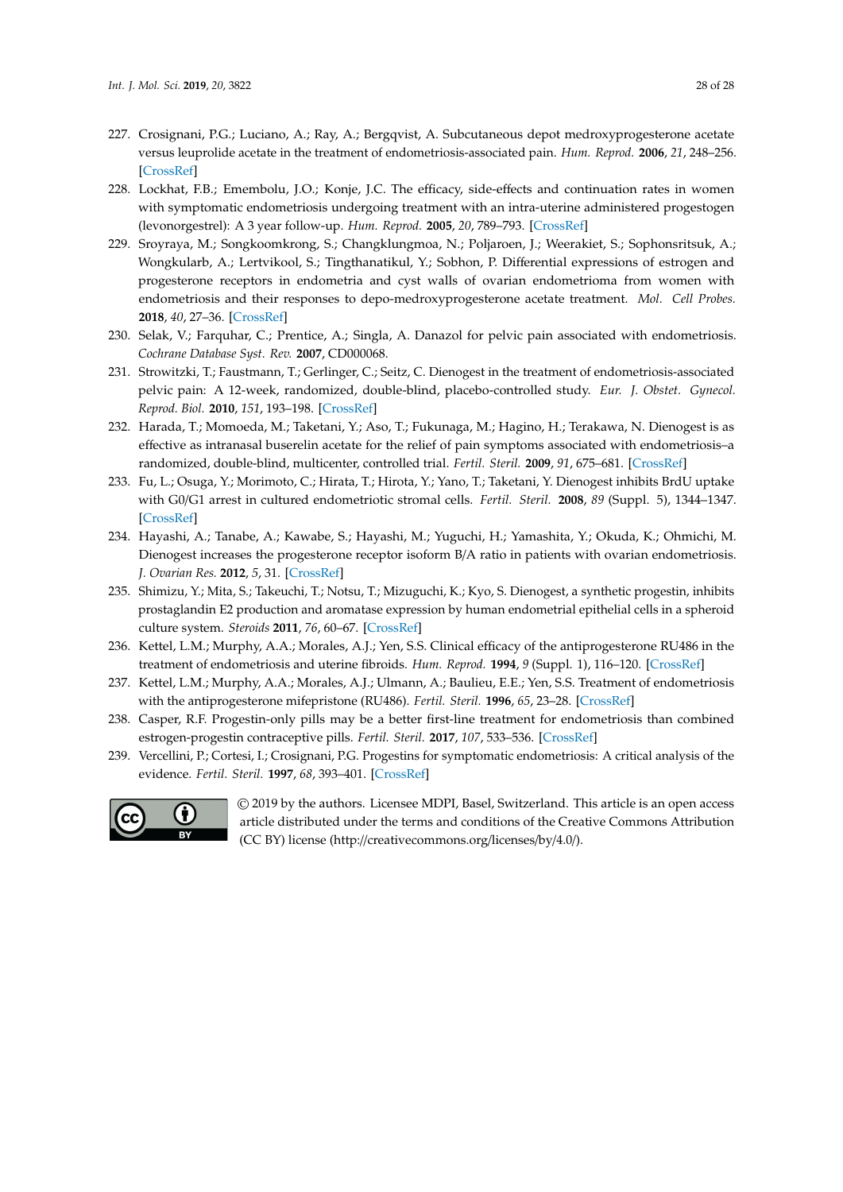227. Crosignani, P.G.; Luciano, A.; Ray, A.; Bergqvist, A. Subcutaneous depot medroxyprogesterone acetate versus leuprolide acetate in the treatment of endometriosis-associated pain. *Hum. Reprod.* **2006**, *21*, 248–256. [CrossRef]
228. Lockhat, F.B.; Emembolu, J.O.; Konje, J.C. The efficacy, side-effects and continuation rates in women with symptomatic endometriosis undergoing treatment with an intra-uterine administered progestogen (levonorgestrel): A 3 year follow-up. *Hum. Reprod.* **2005**, *20*, 789–793. [CrossRef]
229. Sroyraya, M.; Songkoomkrong, S.; Changklungmoa, N.; Poljaroen, J.; Weerakiet, S.; Sophonsritsuk, A.; Wongkularb, A.; Lertvikool, S.; Tingthanatikul, Y.; Sobhon, P. Differential expressions of estrogen and progesterone receptors in endometria and cyst walls of ovarian endometrioma from women with endometriosis and their responses to depo-medroxyprogesterone acetate treatment. *Mol. Cell Probes.* **2018**, *40*, 27–36. [CrossRef]
230. Selak, V.; Farquhar, C.; Prentice, A.; Singla, A. Danazol for pelvic pain associated with endometriosis. *Cochrane Database Syst. Rev.* **2007**, CD000068.
231. Strowitzki, T.; Faustmann, T.; Gerlinger, C.; Seitz, C. Dienogest in the treatment of endometriosis-associated pelvic pain: A 12-week, randomized, double-blind, placebo-controlled study. *Eur. J. Obstet. Gynecol. Reprod. Biol.* **2010**, *151*, 193–198. [CrossRef]
232. Harada, T.; Momoeda, M.; Taketani, Y.; Aso, T.; Fukunaga, M.; Hagino, H.; Terakawa, N. Dienogest is as effective as intranasal buserelin acetate for the relief of pain symptoms associated with endometriosis–a randomized, double-blind, multicenter, controlled trial. *Fertil. Steril.* **2009**, *91*, 675–681. [CrossRef]
233. Fu, L.; Osuga, Y.; Morimoto, C.; Hirata, T.; Hirota, Y.; Yano, T.; Taketani, Y. Dienogest inhibits BrdU uptake with G0/G1 arrest in cultured endometriotic stromal cells. *Fertil. Steril.* **2008**, *89* (Suppl. 5), 1344–1347. [CrossRef]
234. Hayashi, A.; Tanabe, A.; Kawabe, S.; Hayashi, M.; Yuguchi, H.; Yamashita, Y.; Okuda, K.; Ohmichi, M. Dienogest increases the progesterone receptor isoform B/A ratio in patients with ovarian endometriosis. *J. Ovarian Res.* **2012**, *5*, 31. [CrossRef]
235. Shimizu, Y.; Mita, S.; Takeuchi, T.; Notsu, T.; Mizuguchi, K.; Kyo, S. Dienogest, a synthetic progestin, inhibits prostaglandin E2 production and aromatase expression by human endometrial epithelial cells in a spheroid culture system. *Steroids* **2011**, *76*, 60–67. [CrossRef]
236. Kettel, L.M.; Murphy, A.A.; Morales, A.J.; Yen, S.S. Clinical efficacy of the antiprogesterone RU486 in the treatment of endometriosis and uterine fibroids. *Hum. Reprod.* **1994**, *9* (Suppl. 1), 116–120. [CrossRef]
237. Kettel, L.M.; Murphy, A.A.; Morales, A.J.; Ulmann, A.; Baulieu, E.E.; Yen, S.S. Treatment of endometriosis with the antiprogesterone mifepristone (RU486). *Fertil. Steril.* **1996**, *65*, 23–28. [CrossRef]
238. Casper, R.F. Progestin-only pills may be a better first-line treatment for endometriosis than combined estrogen-progestin contraceptive pills. *Fertil. Steril.* **2017**, *107*, 533–536. [CrossRef]
239. Vercellini, P.; Cortesi, I.; Crosignani, P.G. Progestins for symptomatic endometriosis: A critical analysis of the evidence. *Fertil. Steril.* **1997**, *68*, 393–401. [CrossRef]

© 2019 by the authors. Licensee MDPI, Basel, Switzerland. This article is an open access article distributed under the terms and conditions of the Creative Commons Attribution (CC BY) license (http://creativecommons.org/licenses/by/4.0/).